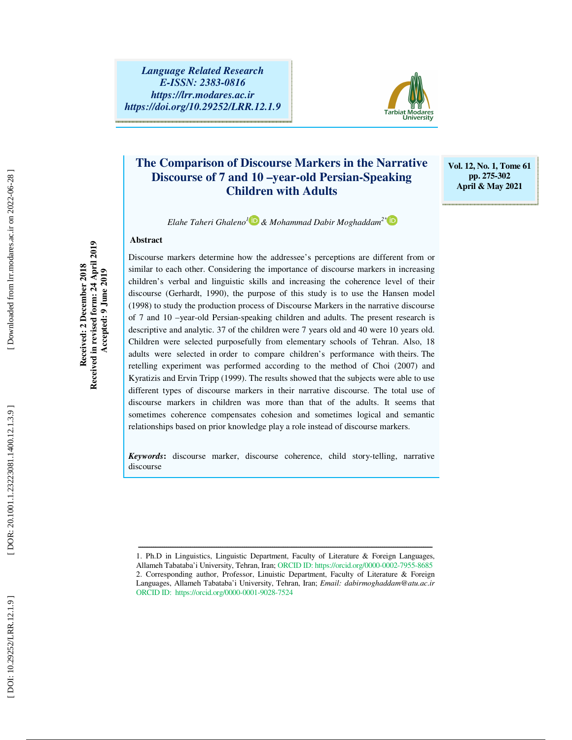Language Related Research
E-ISSN: 2383-0816
https://lrr.modares.ac.ir
https://doi.org/10.29252/LRR.12.1.9

# The Comparison of Discourse Markers in the Narrative Discourse of 7 and 10 –year-old Persian-Speaking Children with Adults

*Elahe Taheri Ghaleno*[1] & *Mohammad Dabir Moghaddam*[2*]

Received: 2 December 2018
Received in revised form: 24 April 2019
Accepted: 9 June 2019

**Abstract**

Discourse markers determine how the addressee's perceptions are different from or similar to each other. Considering the importance of discourse markers in increasing children's verbal and linguistic skills and increasing the coherence level of their discourse (Gerhardt, 1990), the purpose of this study is to use the Hansen model (1998) to study the production process of Discourse Markers in the narrative discourse of 7 and 10 –year-old Persian-speaking children and adults. The present research is descriptive and analytic. 37 of the children were 7 years old and 40 were 10 years old. Children were selected purposefully from elementary schools of Tehran. Also, 18 adults were selected in order to compare children's performance with theirs. The retelling experiment was performed according to the method of Choi (2007) and Kyratizis and Ervin Tripp (1999). The results showed that the subjects were able to use different types of discourse markers in their narrative discourse. The total use of discourse markers in children was more than that of the adults. It seems that sometimes coherence compensates cohesion and sometimes logical and semantic relationships based on prior knowledge play a role instead of discourse markers.

***Keywords*:** discourse marker, discourse coherence, child story-telling, narrative discourse

---

1. Ph.D in Linguistics, Linguistic Department, Faculty of Literature & Foreign Languages, Allameh Tabataba'i University, Tehran, Iran; ORCID ID: https://orcid.org/0000-0002-7955-8685
2. Corresponding author, Professor, Linuistic Department, Faculty of Literature & Foreign Languages, Allameh Tabataba'i University, Tehran, Iran; *Email: dabirmoghaddam@atu.ac.ir*
ORCID ID: https://orcid.org/0000-0001-9028-7524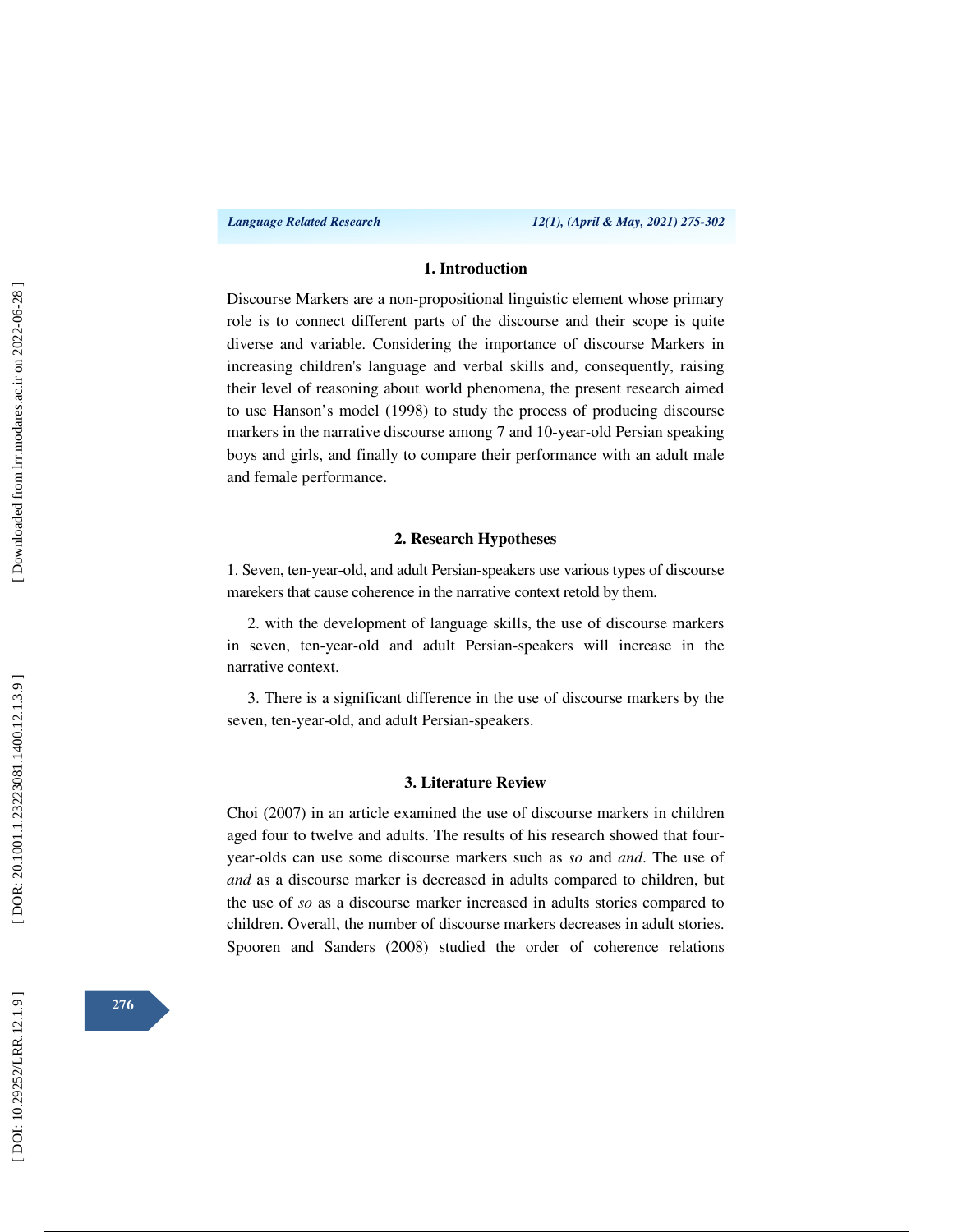## 1. Introduction

Discourse Markers are a non-propositional linguistic element whose primary role is to connect different parts of the discourse and their scope is quite diverse and variable. Considering the importance of discourse Markers in increasing children's language and verbal skills and, consequently, raising their level of reasoning about world phenomena, the present research aimed to use Hanson's model (1998) to study the process of producing discourse markers in the narrative discourse among 7 and 10-year-old Persian speaking boys and girls, and finally to compare their performance with an adult male and female performance.

## 2. Research Hypotheses

1. Seven, ten-year-old, and adult Persian-speakers use various types of discourse marekers that cause coherence in the narrative context retold by them.

2. with the development of language skills, the use of discourse markers in seven, ten-year-old and adult Persian-speakers will increase in the narrative context.

3. There is a significant difference in the use of discourse markers by the seven, ten-year-old, and adult Persian-speakers.

## 3. Literature Review

Choi (2007) in an article examined the use of discourse markers in children aged four to twelve and adults. The results of his research showed that four-year-olds can use some discourse markers such as *so* and *and*. The use of *and* as a discourse marker is decreased in adults compared to children, but the use of *so* as a discourse marker increased in adults stories compared to children. Overall, the number of discourse markers decreases in adult stories. Spooren and Sanders (2008) studied the order of coherence relations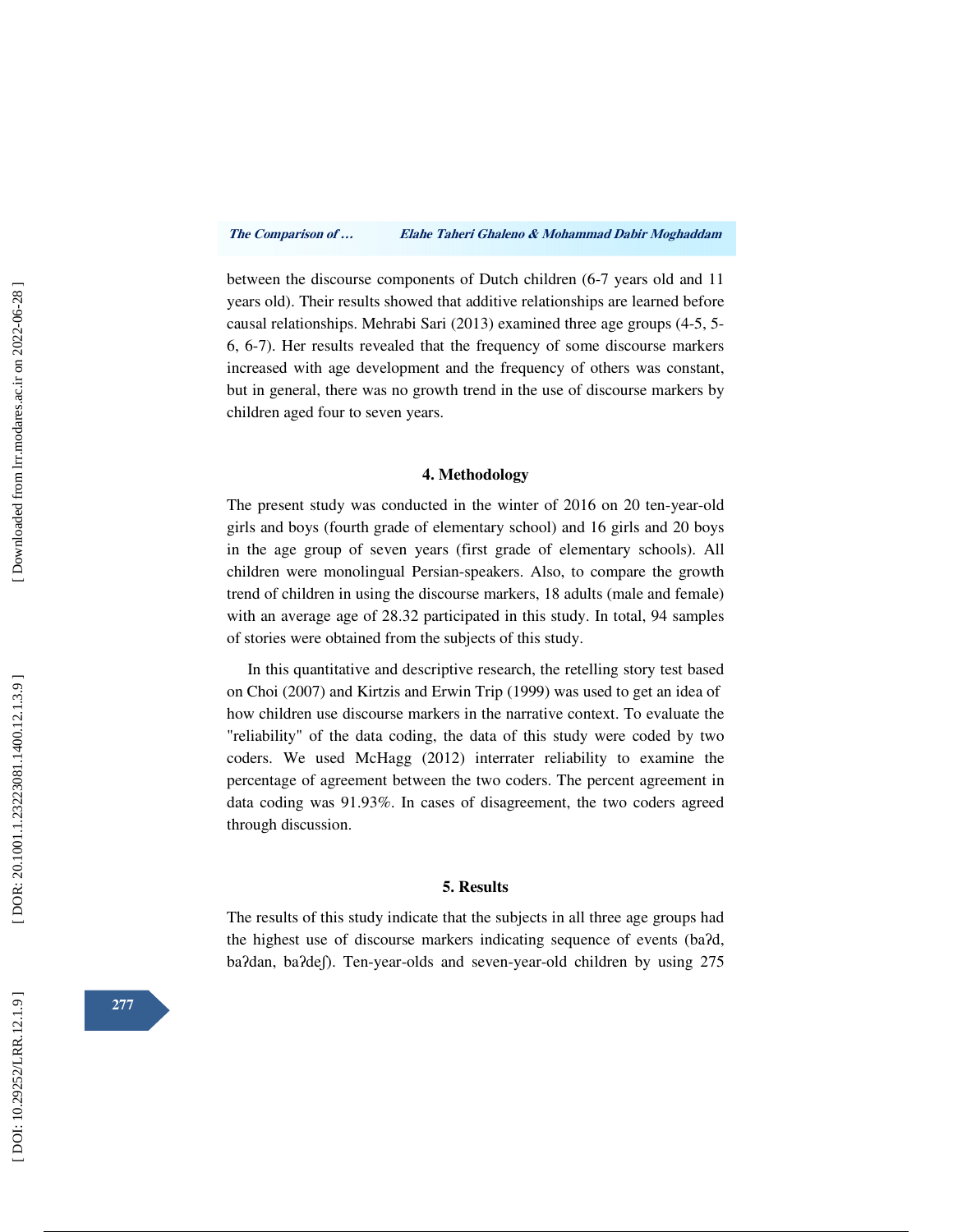between the discourse components of Dutch children (6-7 years old and 11 years old). Their results showed that additive relationships are learned before causal relationships. Mehrabi Sari (2013) examined three age groups (4-5, 5-6, 6-7). Her results revealed that the frequency of some discourse markers increased with age development and the frequency of others was constant, but in general, there was no growth trend in the use of discourse markers by children aged four to seven years.

## 4. Methodology

The present study was conducted in the winter of 2016 on 20 ten-year-old girls and boys (fourth grade of elementary school) and 16 girls and 20 boys in the age group of seven years (first grade of elementary schools). All children were monolingual Persian-speakers. Also, to compare the growth trend of children in using the discourse markers, 18 adults (male and female) with an average age of 28.32 participated in this study. In total, 94 samples of stories were obtained from the subjects of this study.

In this quantitative and descriptive research, the retelling story test based on Choi (2007) and Kirtzis and Erwin Trip (1999) was used to get an idea of how children use discourse markers in the narrative context. To evaluate the "reliability" of the data coding, the data of this study were coded by two coders. We used McHagg (2012) interrater reliability to examine the percentage of agreement between the two coders. The percent agreement in data coding was 91.93%. In cases of disagreement, the two coders agreed through discussion.

## 5. Results

The results of this study indicate that the subjects in all three age groups had the highest use of discourse markers indicating sequence of events (baʔd, baʔdan, baʔdeʃ). Ten-year-olds and seven-year-old children by using 275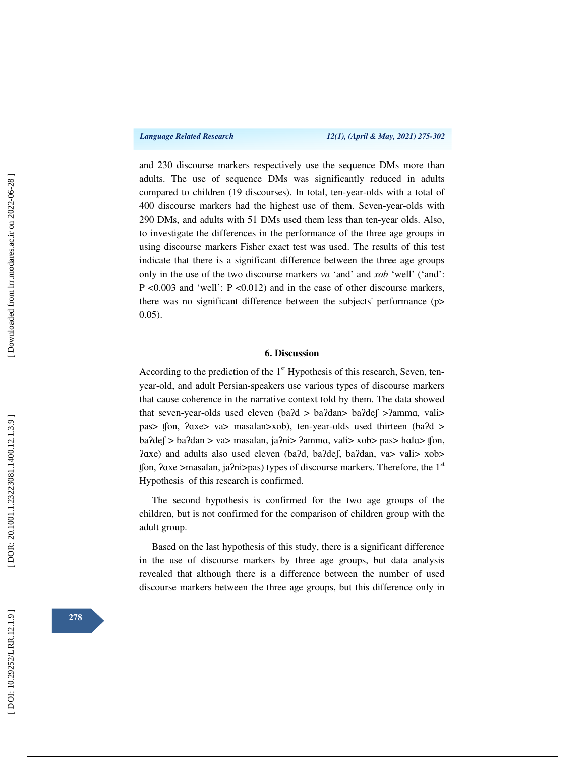and 230 discourse markers respectively use the sequence DMs more than adults. The use of sequence DMs was significantly reduced in adults compared to children (19 discourses). In total, ten-year-olds with a total of 400 discourse markers had the highest use of them. Seven-year-olds with 290 DMs, and adults with 51 DMs used them less than ten-year olds. Also, to investigate the differences in the performance of the three age groups in using discourse markers Fisher exact test was used. The results of this test indicate that there is a significant difference between the three age groups only in the use of the two discourse markers *va* ‘and’ and *xob* ‘well’ (‘and’: $P < 0.003$ and ‘well’: $P < 0.012$) and in the case of other discourse markers, there was no significant difference between the subjects' performance ($p > 0.05$).

## 6. Discussion

According to the prediction of the 1st Hypothesis of this research, Seven, ten-year-old, and adult Persian-speakers use various types of discourse markers that cause coherence in the narrative context told by them. The data showed that seven-year-olds used eleven (baʔd > baʔdan> baʔdeʃ >ʔammɑ, vali> pas> ʧon, ʔɑxe> va> masalan>xob), ten-year-olds used thirteen (baʔd > baʔdeʃ > baʔdan > va> masalan, jaʔni> ʔammɑ, vali> xob> pas> hɑlɑ> ʧon, ʔɑxe) and adults also used eleven (baʔd, baʔdeʃ, baʔdan, va> vali> xob> ʧon, ʔɑxe >masalan, jaʔni>pas) types of discourse markers. Therefore, the 1st Hypothesis of this research is confirmed.

The second hypothesis is confirmed for the two age groups of the children, but is not confirmed for the comparison of children group with the adult group.

Based on the last hypothesis of this study, there is a significant difference in the use of discourse markers by three age groups, but data analysis revealed that although there is a difference between the number of used discourse markers between the three age groups, but this difference only in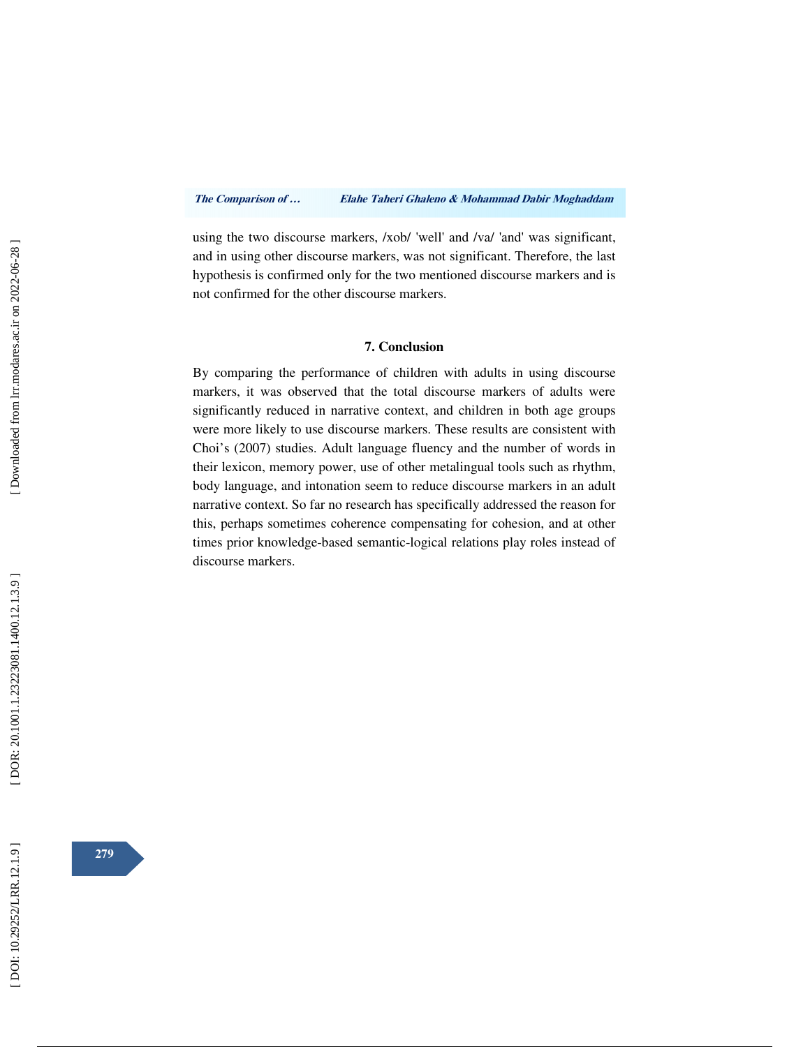using the two discourse markers, /xob/ 'well' and /va/ 'and' was significant, and in using other discourse markers, was not significant. Therefore, the last hypothesis is confirmed only for the two mentioned discourse markers and is not confirmed for the other discourse markers.

## 7. Conclusion

By comparing the performance of children with adults in using discourse markers, it was observed that the total discourse markers of adults were significantly reduced in narrative context, and children in both age groups were more likely to use discourse markers. These results are consistent with Choi's (2007) studies. Adult language fluency and the number of words in their lexicon, memory power, use of other metalingual tools such as rhythm, body language, and intonation seem to reduce discourse markers in an adult narrative context. So far no research has specifically addressed the reason for this, perhaps sometimes coherence compensating for cohesion, and at other times prior knowledge-based semantic-logical relations play roles instead of discourse markers.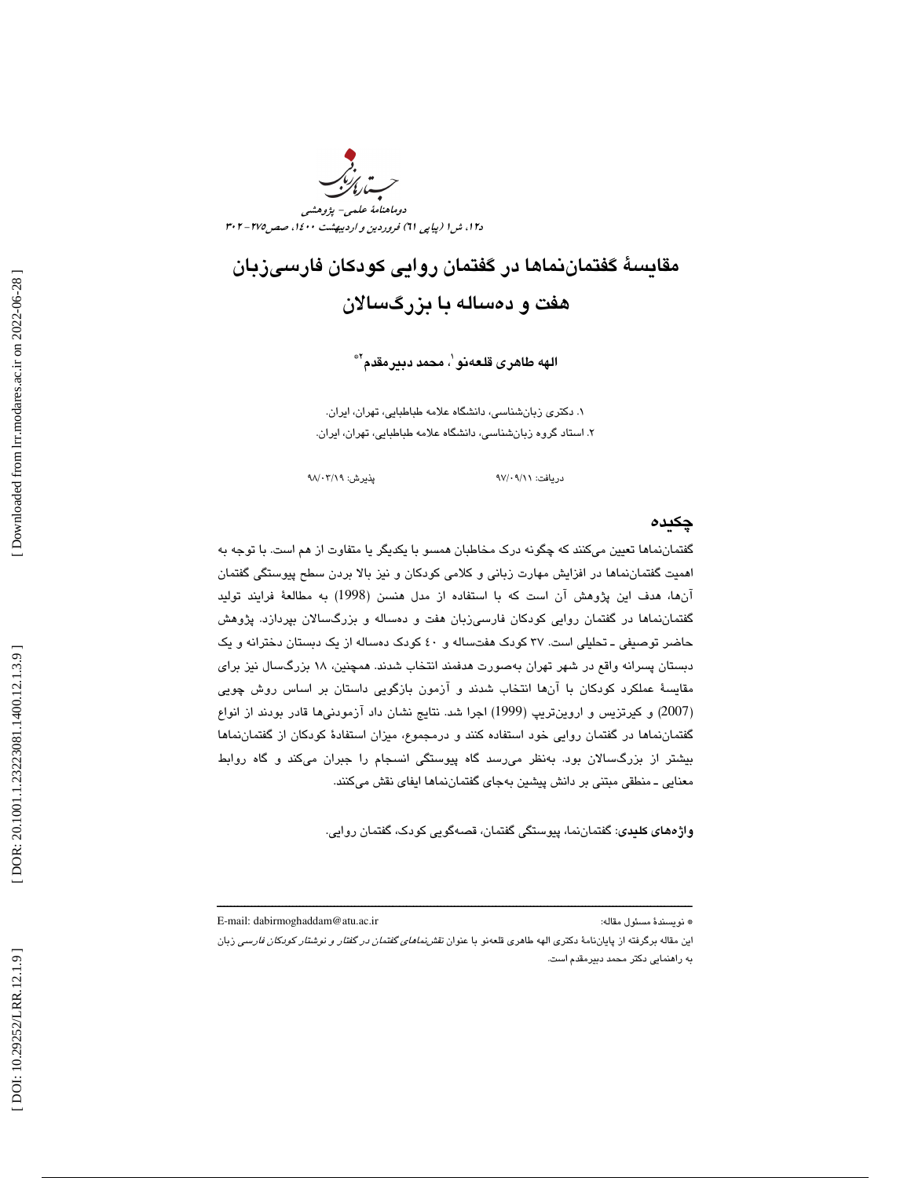# مقایسهٔ گفتمان‌نماها در گفتمان روایی کودکان فارسی‌زبان هفت و ده‌ساله با بزرگسالان

**الهه طاهری قلعه‌نو[1]، محمد دبیرمقدم[2*]**

۱. دکتری زبان‌شناسی، دانشگاه علامه طباطبایی، تهران، ایران.
۲. استاد گروه زبان‌شناسی، دانشگاه علامه طباطبایی، تهران، ایران.

دریافت: ۹۷/۰۹/۱۱ پذیرش: ۹۸/۰۳/۱۹

## چکیده

گفتمان‌نماها تعیین می‌کنند که چگونه درک مخاطبان همسو با یکدیگر یا متفاوت از هم است. با توجه به اهمیت گفتمان‌نماها در افزایش مهارت زبانی و کلامی کودکان و نیز بالا بردن سطح پیوستگی گفتمان آن‌ها، هدف این پژوهش آن است که با استفاده از مدل هنسن (1998) به مطالعهٔ فرایند تولید گفتمان‌نماها در گفتمان روایی کودکان فارسی‌زبان هفت و ده‌ساله و بزرگسالان بپردازد. پژوهش حاضر توصیفی ـ تحلیلی است. ۳۷ کودک هفت‌ساله و ٤٠ کودک ده‌ساله از یک دبستان دخترانه و یک دبستان پسرانه واقع در شهر تهران به‌صورت هدفمند انتخاب شدند. همچنین، ۱۸ بزرگسال نیز برای مقایسهٔ عملکرد کودکان با آن‌ها انتخاب شدند و آزمون بازگویی داستان بر اساس روش چویی (2007) و کیرتزیس و اروین‌تریپ (1999) اجرا شد. نتایج نشان داد آزمودنی‌ها قادر بودند از انواع گفتمان‌نماها در گفتمان روایی خود استفاده کنند و درمجموع، میزان استفادهٔ کودکان از گفتمان‌نماها بیشتر از بزرگسالان بود. به‌نظر می‌رسد گاه پیوستگی انسجام را جبران می‌کند و گاه روابط معنایی ـ منطقی مبتنی بر دانش پیشین به‌جای گفتمان‌نماها ایفای نقش می‌کنند.

**واژه‌های کلیدی**: گفتمان‌نما، پیوستگی گفتمان، قصه‌گویی کودک، گفتمان روایی.

---

* نویسندهٔ مسئول مقاله: E-mail: dabirmoghaddam@atu.ac.ir

این مقاله برگرفته از پایان‌نامهٔ دکتری الهه طاهری قلعه‌نو با عنوان *نقش‌نماهای گفتمان در گفتار و نوشتار کودکان فارسی زبان* به راهنمایی دکتر محمد دبیرمقدم است.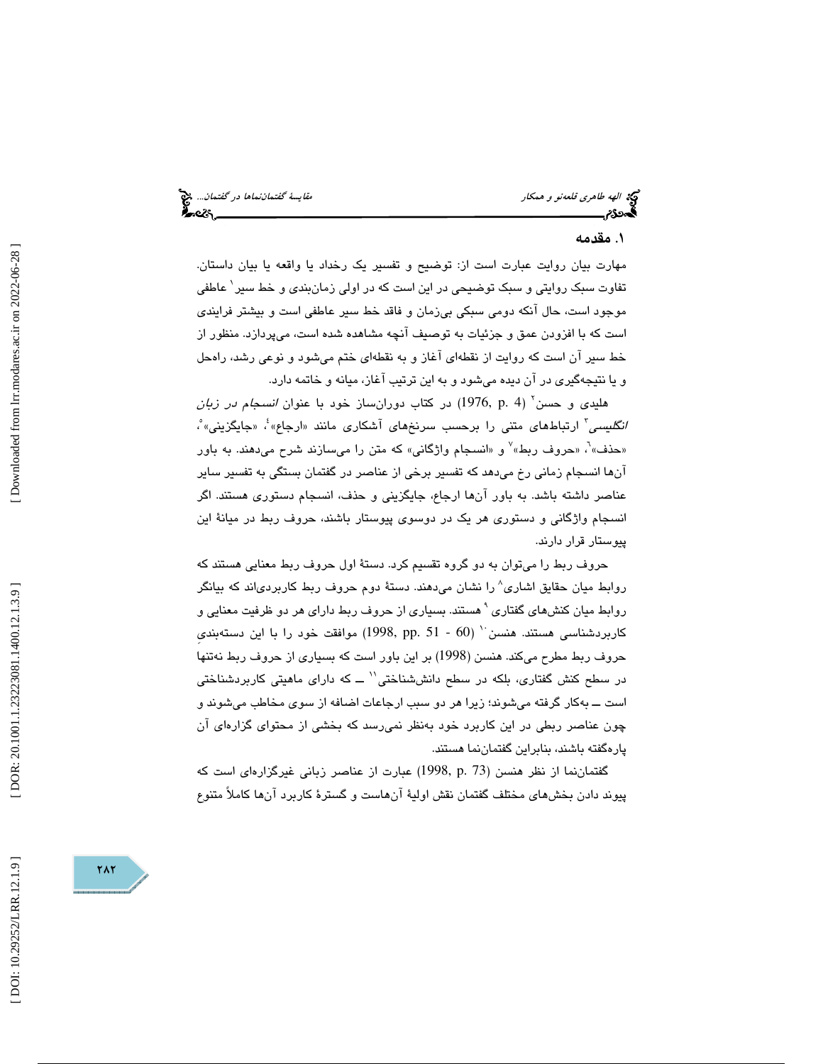## ۱. مقدمه

مهارت بیان روایت عبارت است از: توضیح و تفسیر یک رخداد یا واقعه یا بیان داستان. تفاوت سبک روایتی و سبک توضیحی در این است که در اولی زمان‌بندی و خط سیر[1] عاطفی موجود است، حال آنکه دومی سبکی بی‌زمان و فاقد خط سیر عاطفی است و بیشتر فرایندی است که با افزودن عمق و جزئیات به توصیف آنچه مشاهده شده است، می‌پردازد. منظور از خط سیر آن است که روایت از نقطه‌ای آغاز و به نقطه‌ای ختم می‌شود و نوعی رشد، راه‌حل و یا نتیجه‌گیری در آن دیده می‌شود و به این ترتیب آغاز، میانه و خاتمه دارد.

هلیدی و حسن[2] (1976, p. 4) در کتاب دوران‌ساز خود با عنوان *انسجام در زبان انگلیسی*[3] ارتباط‌های متنی را برحسب سرنخ‌های آشکاری مانند «ارجاع»[4]، «جایگزینی»[5]، «حذف»[6]، «حروف ربط»[7] و «انسجام واژگانی» که متن را می‌سازند شرح می‌دهند. به باور آن‌ها انسجام زمانی رخ می‌دهد که تفسیر برخی از عناصر در گفتمان بستگی به تفسیر سایر عناصر داشته باشد. به باور آن‌ها ارجاع، جایگزینی و حذف، انسجام دستوری هستند. اگر انسجام واژگانی و دستوری هر یک در دوسوی پیوستار باشند، حروف ربط در میانهٔ این پیوستار قرار دارند.

حروف ربط را می‌توان به دو گروه تقسیم کرد. دستهٔ اول حروف ربط معنایی هستند که روابط میان حقایق اشاری[8] را نشان می‌دهند. دستهٔ دوم حروف ربط کاربردی‌اند که بیانگر روابط میان کنش‌های گفتاری[9] هستند. بسیاری از حروف ربط دارای هر دو ظرفیت معنایی و کاربردشناسی هستند. هنسن[10] (1998, pp. 51 - 60) موافقت خود را با این دسته‌بندیِ حروف ربط مطرح می‌کند. هنسن (1998) بر این باور است که بسیاری از حروف ربط نه‌تنها در سطح کنش گفتاری، بلکه در سطح دانش‌شناختی[11] ــ که دارای ماهیتی کاربردشناختی است ــ به‌کار گرفته می‌شوند؛ زیرا هر دو سبب ارجاعات اضافه از سوی مخاطب می‌شوند و چون عناصر ربطی در این کاربرد خود به‌نظر نمی‌رسد که بخشی از محتوای گزاره‌ای آن پاره‌گفته باشند، بنابراین گفتمان‌نما هستند.

گفتمان‌نما از نظر هنسن (1998, p. 73) عبارت از عناصر زبانی غیرگزاره‌ای است که پیوند دادن بخش‌های مختلف گفتمان نقش اولیهٔ آن‌هاست و گسترهٔ کاربرد آن‌ها کاملاً متنوع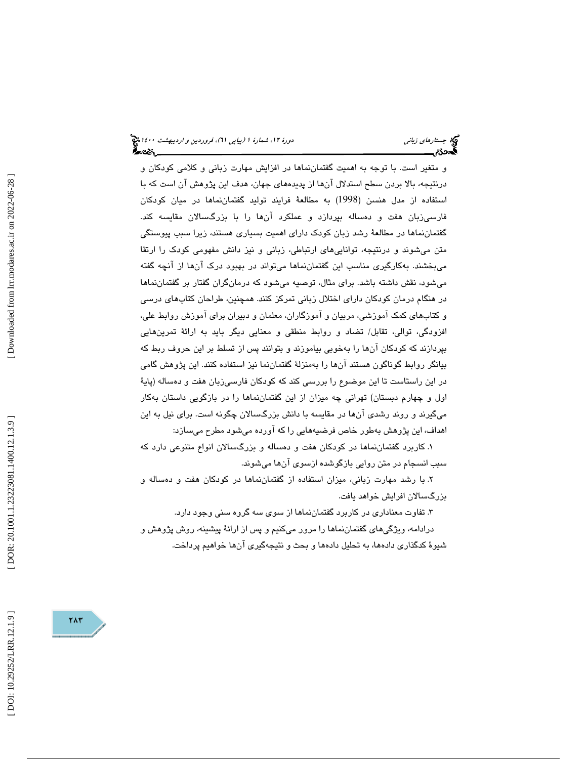و متغیر است. با توجه به اهمیت گفتمان‌نماها در افزایش مهارت زبانی و کلامی کودکان و درنتیجه، بالا بردن سطح استدلال آن‌ها از پدیده‌های جهان، هدف این پژوهش آن است که با استفاده از مدل هنسن (1998) به مطالعهٔ فرایند تولید گفتمان‌نماها در میان کودکان فارسی‌زبان هفت و ده‌ساله بپردازد و عملکرد آن‌ها را با بزرگسالان مقایسه کند. گفتمان‌نماها در مطالعهٔ رشد زبان کودک دارای اهمیت بسیاری هستند، زیرا سبب پیوستگی متن می‌شوند و درنتیجه، توانایی‌های ارتباطی، زبانی و نیز دانش مفهومی کودک را ارتقا می‌بخشند. به‌کارگیری مناسب این گفتمان‌نماها می‌تواند در بهبود درک آن‌ها از آنچه گفته می‌شود، نقش داشته باشد. برای مثال، توصیه می‌شود که درمانگران گفتار بر گفتمان‌نماها در هنگام درمان کودکان دارای اختلال زبانی تمرکز کنند. همچنین، طراحان کتاب‌های درسی و کتاب‌های کمک آموزشی، مربیان و آموزگاران، معلمان و دبیران برای آموزش روابط علی، افزودگی، توالی، تقابل/ تضاد و روابط منطقی و معنایی دیگر باید به ارائهٔ تمرین‌هایی بپردازند که کودکان آن‌ها را به‌خوبی بیاموزند و بتوانند پس از تسلط بر این حروف ربط که بیانگر روابط گوناگون هستند آن‌ها را به‌منزلهٔ گفتمان‌نما نیز استفاده کنند. این پژوهش گامی در این راستاست تا این موضوع را بررسی کند که کودکان فارسی‌زبان هفت و ده‌ساله (پایهٔ اول و چهارم دبستان) تهرانی چه میزان از این گفتمان‌نماها را در بازگویی داستان به‌کار می‌گیرند و روند رشدی آن‌ها در مقایسه با دانش بزرگسالان چگونه است. برای نیل به این اهداف، این پژوهش به‌طور خاص فرضیه‌هایی را که آورده می‌شود مطرح می‌سازد:

۱. کاربرد گفتمان‌نماها در کودکان هفت و ده‌ساله و بزرگسالان انواع متنوعی دارد که سبب انسجام در متن روایی بازگوشده ازسوی آن‌ها می‌شوند.

۲. با رشد مهارت زبانی، میزان استفاده از گفتمان‌نماها در کودکان هفت و ده‌ساله و بزرگسالان افزایش خواهد یافت.

۳. تفاوت معناداری در کاربرد گفتمان‌نماها از سوی سه گروه سنی وجود دارد.

درادامه، ویژگی‌های گفتمان‌نماها را مرور می‌کنیم و پس از ارائهٔ پیشینه، روش پژوهش و شیوهٔ کدگذاری داده‌ها، به تحلیل داده‌ها و بحث و نتیجه‌گیری آن‌ها خواهیم پرداخت.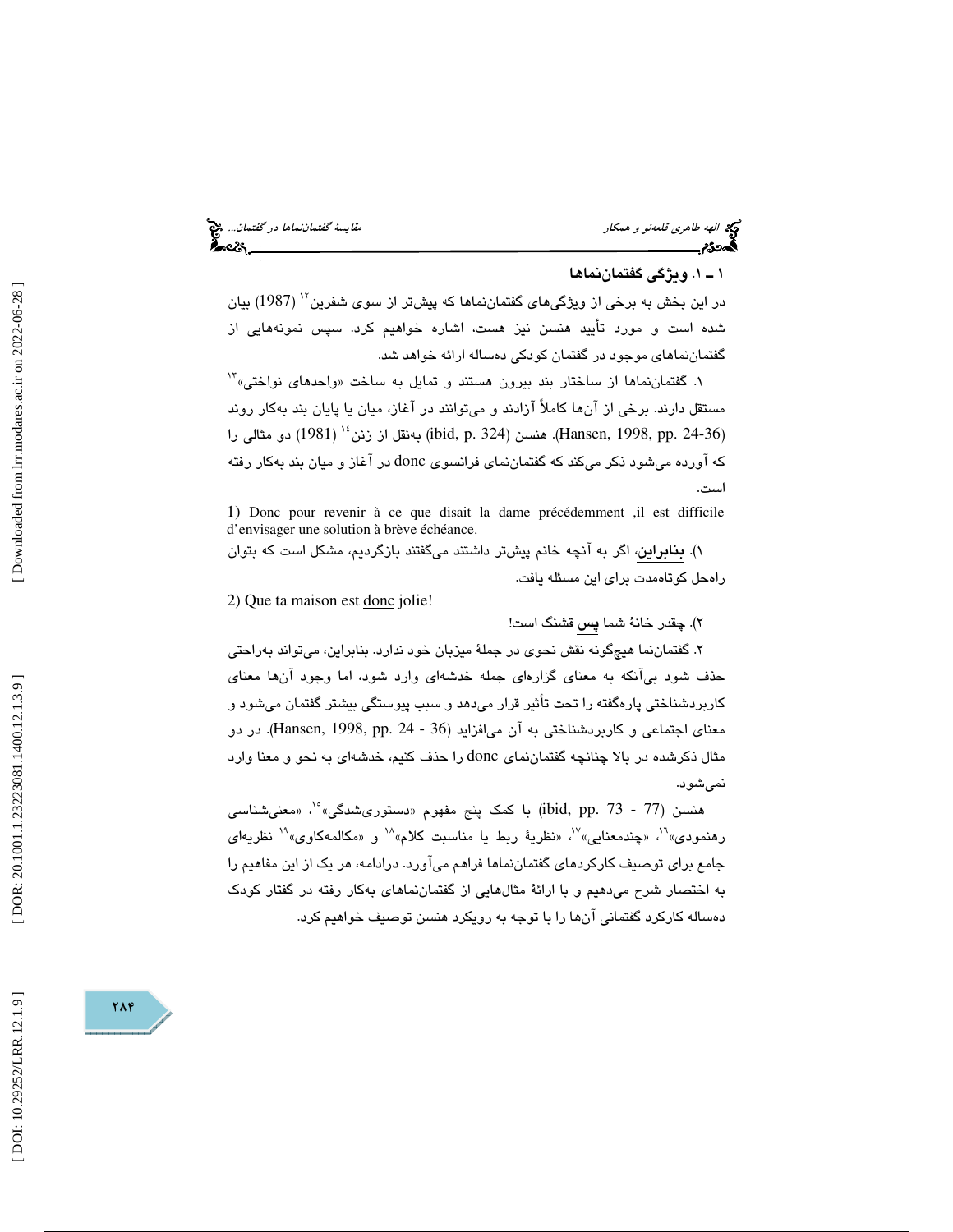## ۱ ـ ۱. ویژگی گفتمان‌نماها

در این بخش به برخی از ویژگی‌های گفتمان‌نماها که پیش‌تر از سوی شفرین[12] (1987) بیان شده است و مورد تأیید هنسن نیز هست، اشاره خواهیم کرد. سپس نمونه‌هایی از گفتمان‌نماهای موجود در گفتمان کودکی ده‌ساله ارائه خواهد شد.

۱. گفتمان‌نماها از ساختار بند بیرون هستند و تمایل به ساخت «واحدهای نواختی»[13] مستقل دارند. برخی از آن‌ها کاملاً آزادند و می‌توانند در آغاز، میان یا پایان بند به‌کار روند (Hansen, 1998, pp. 24-36). هنسن (ibid, p. 324) به‌نقل از زنن[14] (1981) دو مثالی را که آورده می‌شود ذکر می‌کند که گفتمان‌نمای فرانسوی donc در آغاز و میان بند به‌کار رفته است.

1) Donc pour revenir à ce que disait la dame précédemment ,il est difficile d'envisager une solution à brève échéance.

۱). **بنابراین**، اگر به آنچه خانم پیش‌تر داشتند می‌گفتند بازگردیم، مشکل است که بتوان راه‌حل کوتاه‌مدت برای این مسئله یافت.

2) Que ta maison est donc jolie!

۲). چقدر خانهٔ شما **پس** قشنگ است!

۲. گفتمان‌نما هیچ‌گونه نقش نحوی در جملهٔ میزبان خود ندارد. بنابراین، می‌تواند به‌راحتی حذف شود بی‌آنکه به معنای گزاره‌ای جمله خدشه‌ای وارد شود، اما وجود آن‌ها معنای کاربردشناختی پاره‌گفته را تحت تأثیر قرار می‌دهد و سبب پیوستگی بیشتر گفتمان می‌شود و معنای اجتماعی و کاربردشناختی به آن می‌افزاید (Hansen, 1998, pp. 24 - 36). در دو مثال ذکرشده در بالا چنانچه گفتمان‌نمای donc را حذف کنیم، خدشه‌ای به نحو و معنا وارد نمی‌شود.

هنسن (ibid, pp. 73 - 77) با کمک پنج مفهوم «دستوری‌شدگی»[15]، «معنی‌شناسی رهنمودی»[16]، «چندمعنایی»[17]، «نظریهٔ ربط یا مناسبت کلام»[18] و «مکالمه‌کاوی»[19] نظریه‌ای جامع برای توصیف کارکردهای گفتمان‌نماها فراهم می‌آورد. درادامه، هر یک از این مفاهیم را به اختصار شرح می‌دهیم و با ارائهٔ مثال‌هایی از گفتمان‌نماهای به‌کار رفته در گفتار کودک ده‌ساله کارکرد گفتمانی آن‌ها را با توجه به رویکرد هنسن توصیف خواهیم کرد.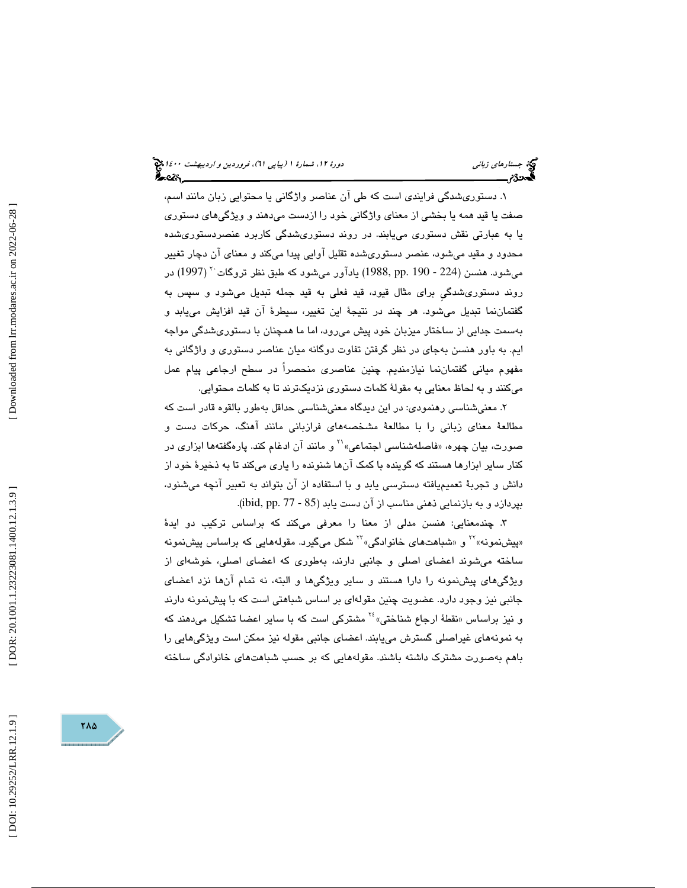۱. دستوری‌شدگی فرایندی است که طی آن عناصر واژگانی یا محتوایی زبان مانند اسم، صفت یا قید همه یا بخشی از معنای واژگانی خود را ازدست می‌دهند و ویژگی‌های دستوری یا به عبارتی نقش دستوری می‌یابند. در روند دستوری‌شدگی کاربرد عنصردستوری‌شده محدود و مقید می‌شود، عنصر دستوری‌شده تقلیل آوایی پیدا می‌کند و معنای آن دچار تغییر می‌شود. هنسن (224 - 190 .pp ,1988) یادآور می‌شود که طبق نظر تروگات[20] (1997) در روند دستوری‌شدگیِ برای مثال قیود، قید فعلی به قید جمله تبدیل می‌شود و سپس به گفتمان‌نما تبدیل می‌شود. هر چند در نتیجهٔ این تغییر، سیطرهٔ آن قید افزایش می‌یابد و به‌سمت جدایی از ساختار میزبان خود پیش می‌رود، اما ما همچنان با دستوری‌شدگی مواجه ایم. به باور هنسن به‌جای در نظر گرفتن تفاوت دوگانه میان عناصر دستوری و واژگانی به مفهوم میانی گفتمان‌نما نیازمندیم. چنین عناصری منحصراً در سطح ارجاعی پیام عمل می‌کنند و به لحاظ معنایی به مقولهٔ کلمات دستوری نزدیک‌ترند تا به کلمات محتوایی.

۲. معنی‌شناسی رهنمودی: در این دیدگاه معنی‌شناسی حداقل به‌طور بالقوه قادر است که مطالعهٔ معنای زبانی را با مطالعهٔ مشخصه‌های فرازبانی مانند آهنگ، حرکات دست و صورت، بیان چهره، «فاصله‌شناسی اجتماعی»[21] و مانند آن ادغام کند. پاره‌گفته‌ها ابزاری در کنار سایر ابزارها هستند که گوینده با کمک آن‌ها شنونده را یاری می‌کند تا به ذخیرهٔ خود از دانش و تجربهٔ تعمیم‌یافته دسترسی یابد و با استفاده از آن بتواند به تعبیر آنچه می‌شنود، بپردازد و به بازنمایی ذهنی مناسب از آن دست یابد (ibid, pp. 77 - 85).

۳. چندمعنایی: هنسن مدلی از معنا را معرفی می‌کند که براساس ترکیب دو ایدهٔ «پیش‌نمونه»[22] و «شباهت‌های خانوادگی»[23] شکل می‌گیرد. مقوله‌هایی که براساس پیش‌نمونه ساخته می‌شوند اعضای اصلی و جانبی دارند، به‌طوری که اعضای اصلی، خوشه‌ای از ویژگی‌های پیش‌نمونه را دارا هستند و سایر ویژگی‌ها و البته، نه تمام آن‌ها نزد اعضای جانبی نیز وجود دارد. عضویت چنین مقوله‌ای بر اساس شباهتی است که با پیش‌نمونه دارند و نیز براساس «نقطهٔ ارجاع شناختی»[24] مشترکی است که با سایر اعضا تشکیل می‌دهند که به نمونه‌های غیراصلی گسترش می‌یابند. اعضای جانبی مقوله نیز ممکن است ویژگی‌هایی را باهم به‌صورت مشترک داشته باشند. مقوله‌هایی که بر حسب شباهت‌های خانوادگی ساخته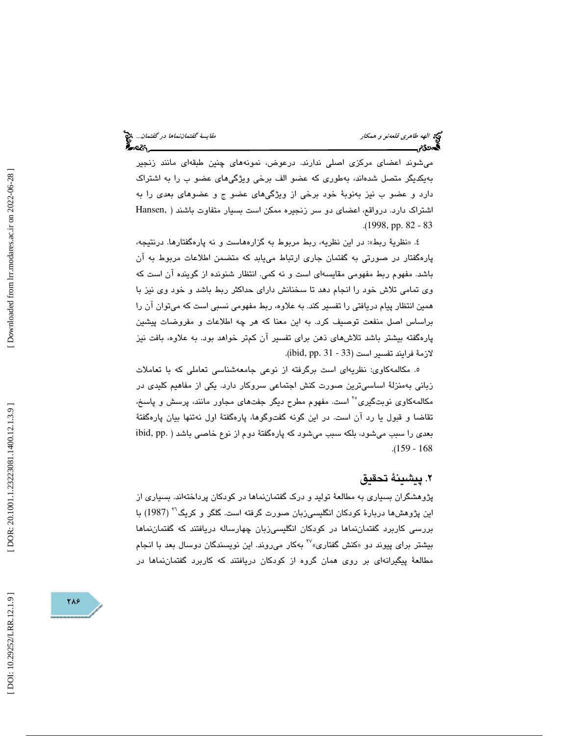می‌شوند اعضای مرکزی اصلی ندارند. درعوض، نمونه‌های چنین طبقه‌ای مانند زنجیر به‌یکدیگر متصل شده‌اند، به‌طوری که عضو الف برخی ویژگی‌های عضو ب را به اشتراک دارد و عضو ب نیز به‌نوبهٔ خود برخی از ویژگی‌های عضو ج و عضوهای بعدی را به اشتراک دارد. درواقع، اعضای دو سر زنجیره ممکن است بسیار متفاوت باشند (Hansen, 1998, pp. 82 - 83).

٤. «نظریهٔ ربط»: در این نظریه، ربط مربوط به گزاره‌هاست و نه پاره‌گفتارها. درنتیجه، پاره‌گفتار در صورتی به گفتمان جاری ارتباط می‌یابد که متضمن اطلاعات مربوط به آن باشد. مفهوم ربط مفهومی مقایسه‌ای است و نه کمی. انتظار شنونده از گوینده آن است که وی تمامی تلاش خود را انجام دهد تا سخنانش دارای حداکثر ربط باشد و خود وی نیز با همین انتظار پیام دریافتی را تفسیر کند. به علاوه، ربط مفهومی نسبی است که می‌توان آن را براساس اصل منفعت توصیف کرد. به این معنا که هر چه اطلاعات و مفروضات پیشین پاره‌گفته بیشتر باشد تلاش‌های ذهن برای تفسیر آن کم‌تر خواهد بود. به علاوه، بافت نیز لازمهٔ فرایند تفسیر است (ibid, pp. 31 - 33).

٥. مکالمه‌کاوی: نظریه‌ای است برگرفته از نوعی جامعه‌شناسی تعاملی که با تعاملات زبانی به‌منزلهٔ اساسی‌ترین صورت کنش اجتماعی سروکار دارد. یکی از مفاهیم کلیدی در مکالمه‌کاوی نوبت‌گیری[25] است. مفهوم مطرح دیگر جفت‌های مجاور مانند، پرسش و پاسخ، تقاضا و قبول یا رد آن است. در این گونه گفت‌وگوها، پاره‌گفتهٔ اول نه‌تنها بیان پاره‌گفتهٔ بعدی را سبب می‌شود، بلکه سبب می‌شود که پاره‌گفتهٔ دوم از نوع خاصی باشد (ibid, pp. 159 - 168).

## ۲. پیشینهٔ تحقیق

پژوهشگران بسیاری به مطالعهٔ تولید و درک گفتمان‌نماها در کودکان پرداخته‌اند. بسیاری از این پژوهش‌ها دربارهٔ کودکان انگلیسی‌زبان صورت گرفته است. گلگر و کریگ[26] (1987) با بررسی کاربرد گفتمان‌نماها در کودکان انگلیسی‌زبان چهارساله دریافتند که گفتمان‌نماها بیشتر برای پیوند دو «کنش گفتاری»[27] به‌کار می‌روند. این نویسندگان دوسال بعد با انجام مطالعهٔ پیگیرانه‌ای بر روی همان گروه از کودکان دریافتند که کاربرد گفتمان‌نماها در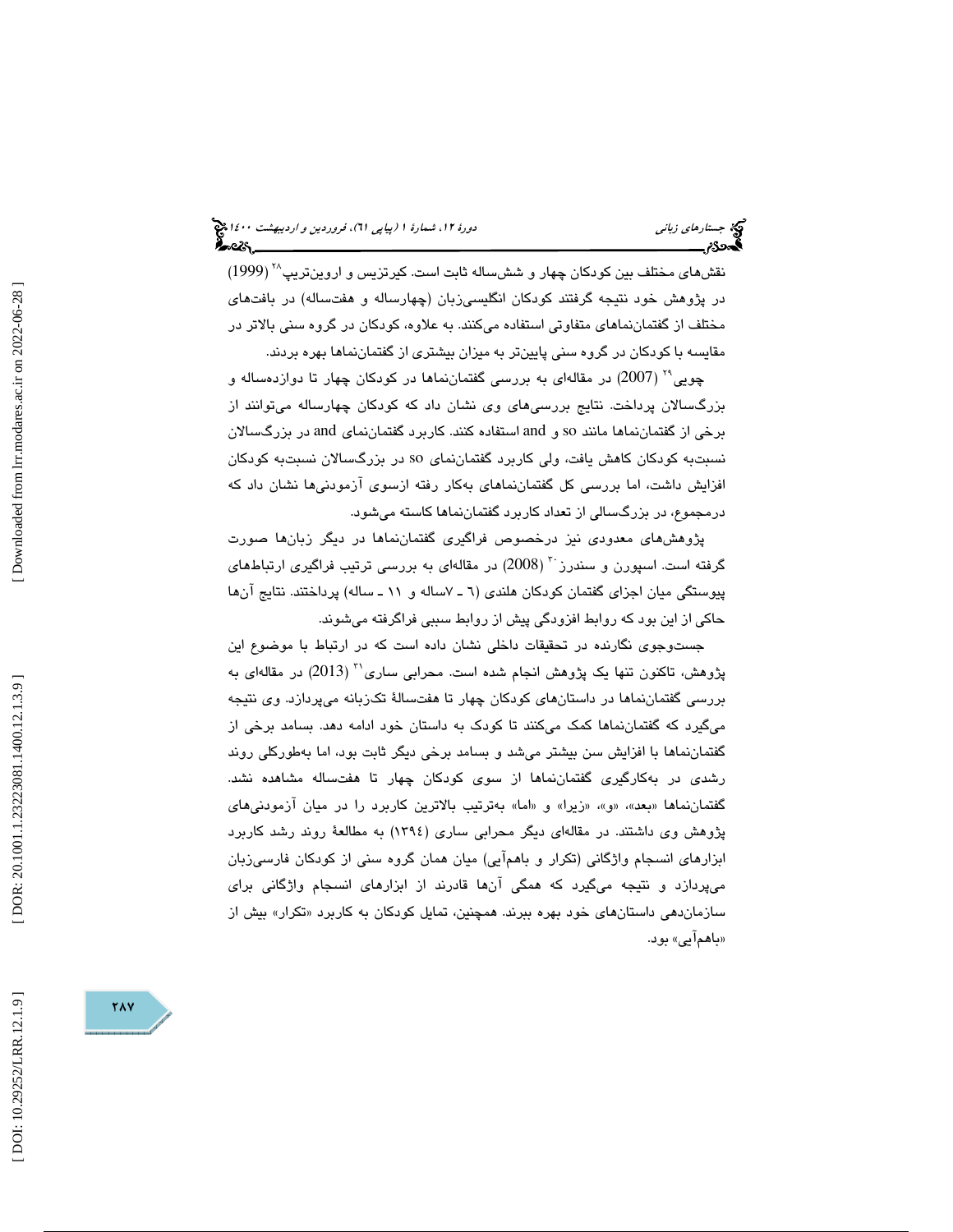نقش‌های مختلف بین کودکان چهار و شش‌ساله ثابت است. کیرتزیس و اروین‌تریپ[28] (1999) در پژوهش خود نتیجه گرفتند کودکان انگلیسی‌زبان (چهارساله و هفت‌ساله) در بافت‌های مختلف از گفتمان‌نماهای متفاوتی استفاده می‌کنند. به علاوه، کودکان در گروه سنی بالاتر در مقایسه با کودکان در گروه سنی پایین‌تر به میزان بیشتری از گفتمان‌نماها بهره بردند.

چویی[29] (2007) در مقاله‌ای به بررسی گفتمان‌نماها در کودکان چهار تا دوازده‌ساله و بزرگسالان پرداخت. نتایج بررسی‌های وی نشان داد که کودکان چهارساله می‌توانند از برخی از گفتمان‌نماها مانند so و and استفاده کنند. کاربرد گفتمان‌نمای and در بزرگسالان نسبت‌به کودکان کاهش یافت، ولی کاربرد گفتمان‌نمای so در بزرگسالان نسبت‌به کودکان افزایش داشت، اما بررسی کل گفتمان‌نماهای به‌کار رفته ازسوی آزمودنی‌ها نشان داد که درمجموع، در بزرگسالی از تعداد کاربرد گفتمان‌نماها کاسته می‌شود.

پژوهش‌های معدودی نیز درخصوص فراگیری گفتمان‌نماها در دیگر زبان‌ها صورت گرفته است. اسپورن و سندرز[30] (2008) در مقاله‌ای به بررسی ترتیب فراگیری ارتباط‌های پیوستگی میان اجزای گفتمان کودکان هلندی (٦ ـ ٧ساله و ١١ ـ ساله) پرداختند. نتایج آن‌ها حاکی از این بود که روابط افزودگی پیش از روابط سببی فراگرفته می‌شوند.

جست‌وجوی نگارنده در تحقیقات داخلی نشان داده است که در ارتباط با موضوع این پژوهش، تاکنون تنها یک پژوهش انجام شده است. محرابی ساری[31] (2013) در مقاله‌ای به بررسی گفتمان‌نماها در داستان‌های کودکان چهار تا هفت‌سالهٔ تک‌زبانه می‌پردازد. وی نتیجه می‌گیرد که گفتمان‌نماها کمک می‌کنند تا کودک به داستان خود ادامه دهد. بسامد برخی از گفتمان‌نماها با افزایش سن بیشتر می‌شد و بسامد برخی دیگر ثابت بود، اما به‌طورکلی روند رشدی در به‌کارگیری گفتمان‌نماها از سوی کودکان چهار تا هفت‌ساله مشاهده نشد. گفتمان‌نماها «بعد»، «و»، «زیرا» و «اما» به‌ترتیب بالاترین کاربرد را در میان آزمودنی‌های پژوهش وی داشتند. در مقاله‌ای دیگر محرابی ساری (١٣٩٤) به مطالعهٔ روند رشد کاربرد ابزارهای انسجام واژگانی (تکرار و باهم‌آیی) میان همان گروه سنی از کودکان فارسی‌زبان می‌پردازد و نتیجه می‌گیرد که همگی آن‌ها قادرند از ابزارهای انسجام واژگانی برای سازمان‌دهی داستان‌های خود بهره ببرند. همچنین، تمایل کودکان به کاربرد «تکرار» بیش از «باهم‌آیی» بود.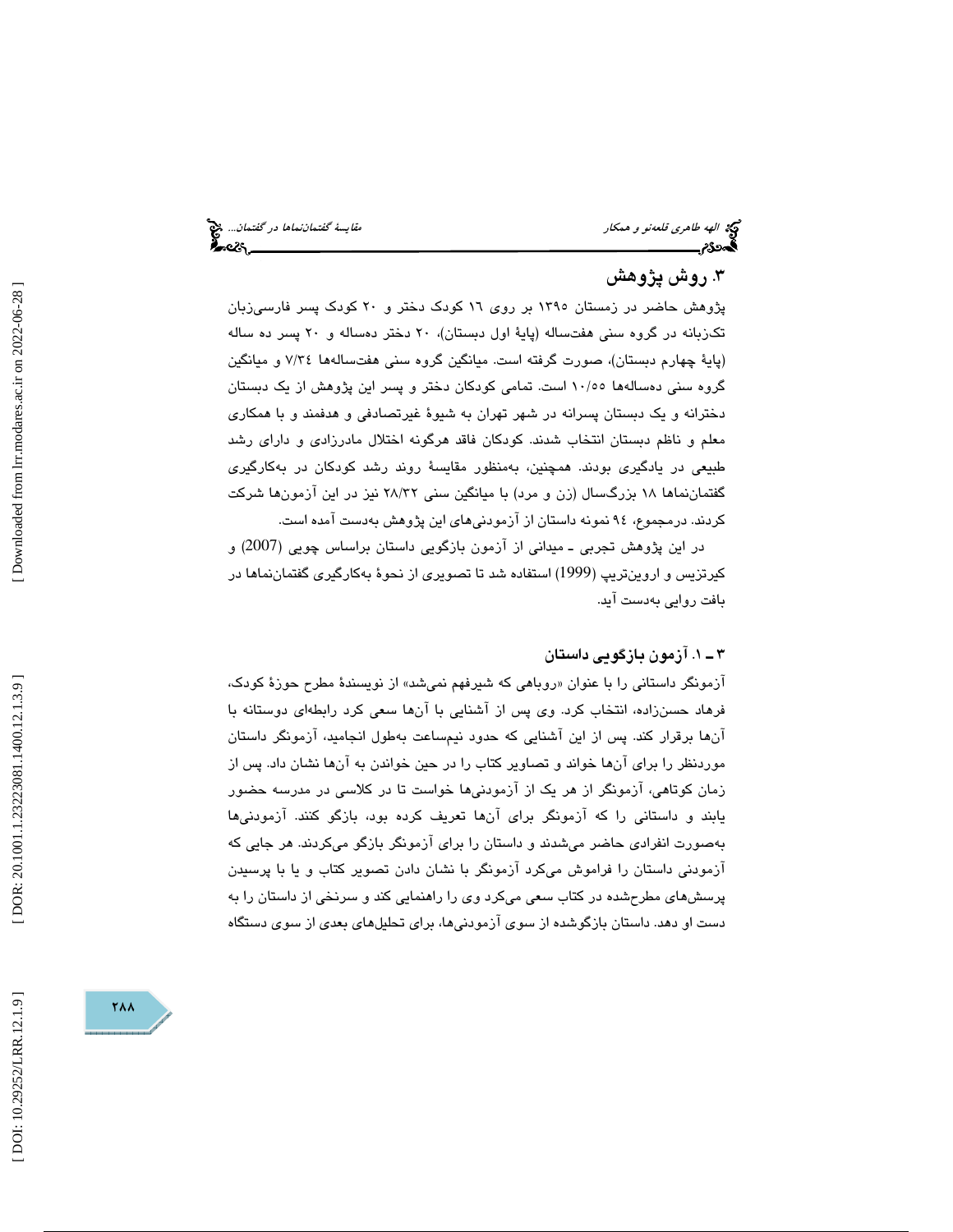## ۳. روش پژوهش

پژوهش حاضر در زمستان ۱۳۹۵ بر روی ۱۶ کودک دختر و ۲۰ کودک پسر فارسی‌زبان تک‌زبانه در گروه سنی هفت‌ساله (پایهٔ اول دبستان)، ۲۰ دختر ده‌ساله و ۲۰ پسر ده ساله (پایهٔ چهارم دبستان)، صورت گرفته است. میانگین گروه سنی هفت‌ساله‌ها ۷/۳۴ و میانگین گروه سنی ده‌ساله‌ها ۱۰/۵۵ است. تمامی کودکان دختر و پسر این پژوهش از یک دبستان دخترانه و یک دبستان پسرانه در شهر تهران به شیوهٔ غیرتصادفی و هدفمند و با همکاری معلم و ناظم دبستان انتخاب شدند. کودکان فاقد هرگونه اختلال مادرزادی و دارای رشد طبیعی در یادگیری بودند. همچنین، به‌منظور مقایسهٔ روند رشد کودکان در به‌کارگیری گفتمان‌نماها ۱۸ بزرگسال (زن و مرد) با میانگین سنی ۲۸/۳۲ نیز در این آزمون‌ها شرکت کردند. درمجموع، ۹۴ نمونه داستان از آزمودنی‌های این پژوهش به‌دست آمده است.

در این پژوهش تجربی ـ میدانی از آزمون بازگویی داستان براساس چویی (2007) و کیرتزیس و اروین‌تریپ (1999) استفاده شد تا تصویری از نحوهٔ به‌کارگیری گفتمان‌نماها در بافت روایی به‌دست آید.

### ۳ ـ ۱. آزمون بازگویی داستان

آزمونگر داستانی را با عنوان «روباهی که شیرفهم نمی‌شد» از نویسندهٔ مطرح حوزهٔ کودک، فرهاد حسن‌زاده، انتخاب کرد. وی پس از آشنایی با آن‌ها سعی کرد رابطه‌ای دوستانه با آن‌ها برقرار کند. پس از این آشنایی که حدود نیم‌ساعت به‌طول انجامید، آزمونگر داستان موردنظر را برای آن‌ها خواند و تصاویر کتاب را در حین خواندن به آن‌ها نشان داد. پس از زمان کوتاهی، آزمونگر از هر یک از آزمودنی‌ها خواست تا در کلاسی در مدرسه حضور یابند و داستانی را که آزمونگر برای آن‌ها تعریف کرده بود، بازگو کنند. آزمودنی‌ها به‌صورت انفرادی حاضر می‌شدند و داستان را برای آزمونگر بازگو می‌کردند. هر جایی که آزمودنی داستان را فراموش می‌کرد آزمونگر با نشان دادن تصویر کتاب و یا با پرسیدن پرسش‌های مطرح‌شده در کتاب سعی می‌کرد وی را راهنمایی کند و سرنخی از داستان را به دست او دهد. داستان بازگوشده از سوی آزمودنی‌ها، برای تحلیل‌های بعدی از سوی دستگاه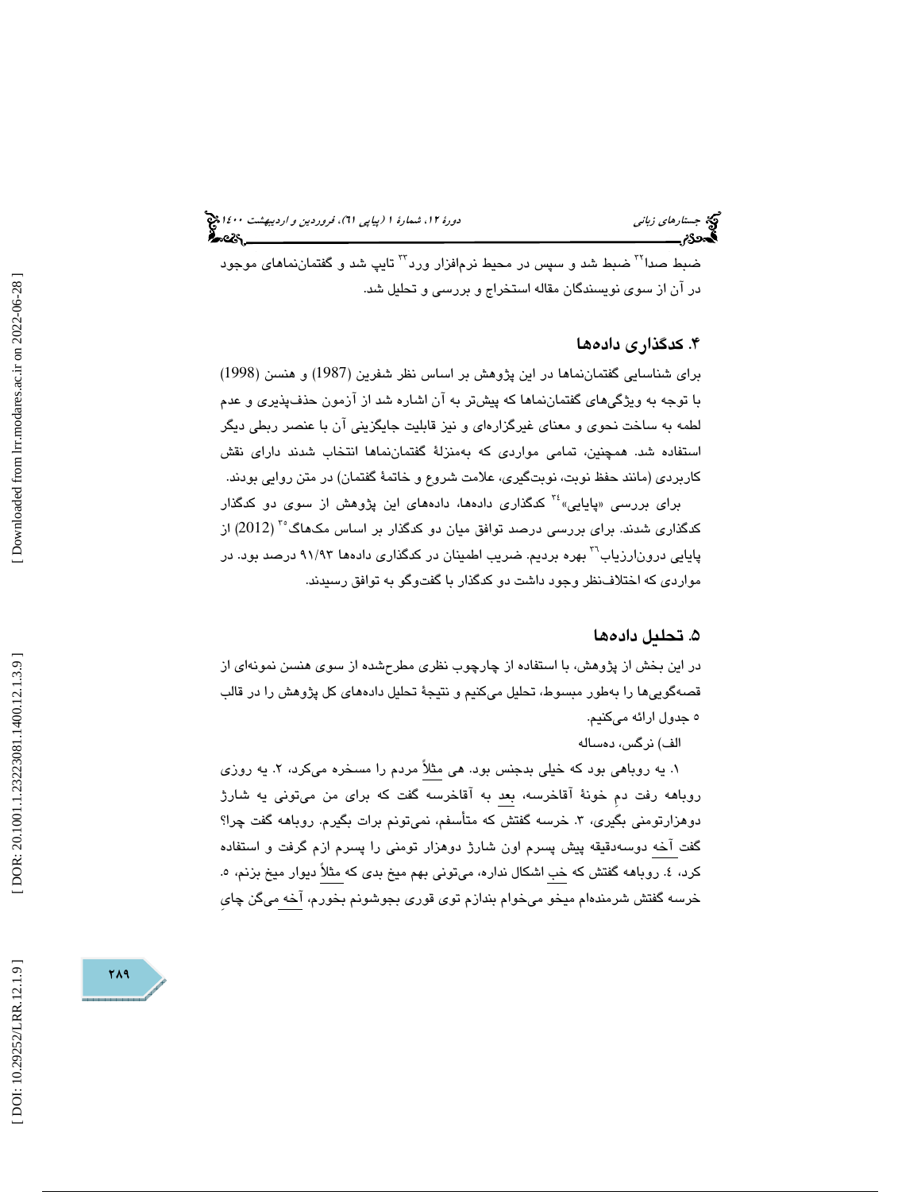ضبط صدا[32] ضبط شد و سپس در محیط نرم‌افزار ورد[33] تایپ شد و گفتمان‌نماهای موجود در آن از سوی نویسندگان مقاله استخراج و بررسی و تحلیل شد.

## ۴. کدگذاری داده‌ها

برای شناسایی گفتمان‌نماها در این پژوهش بر اساس نظر شفرین (1987) و هنسن (1998) با توجه به ویژگی‌های گفتمان‌نماها که پیش‌تر به آن اشاره شد از آزمون حذف‌پذیری و عدم لطمه به ساخت نحوی و معنای غیرگزاره‌ای و نیز قابلیت جایگزینی آن با عنصر ربطی دیگر استفاده شد. همچنین، تمامی مواردی که به‌منزلهٔ گفتمان‌نماها انتخاب شدند دارای نقش کاربردی (مانند حفظ نوبت، نوبت‌گیری، علامت شروع و خاتمهٔ گفتمان) در متن روایی بودند.

برای بررسی «پایایی»[34] کدگذاری داده‌ها، داده‌های این پژوهش از سوی دو کدگذار کدگذاری شدند. برای بررسی درصد توافق میان دو کدگذار بر اساس مک‌هاگ[35] (2012) از پایایی درون‌ارزیاب[36] بهره بردیم. ضریب اطمینان در کدگذاری داده‌ها ۹۱/۹۳ درصد بود. در مواردی که اختلاف‌نظر وجود داشت دو کدگذار با گفت‌وگو به توافق رسیدند.

## ۵. تحلیل داده‌ها

در این بخش از پژوهش، با استفاده از چارچوب نظری مطرح‌شده از سوی هنسن نمونه‌ای از قصه‌گویی‌ها را به‌طور مبسوط، تحلیل می‌کنیم و نتیجهٔ تحلیل داده‌های کل پژوهش را در قالب ۵ جدول ارائه می‌کنیم.

الف) نرگس، ده‌ساله

۱. یه روباهی بود که خیلی بدجنس بود. هی مثلاً مردم را مسخره می‌کرد، ۲. یه روزی روباهه رفت دمِ خونهٔ آقاخرسه، بعد به آقاخرسه گفت که برای من می‌تونی یه شارژ دوهزارتومنی بگیری، ۳. خرسه گفتش که متأسفم، نمی‌تونم برات بگیرم. روباهه گفت چرا؟ گفت آخه دوسه‌دقیقه پیش پسرم اون شارژ دوهزار تومنی را پسرم ازم گرفت و استفاده کرد، ٤. روباهه گفتش که خب اشکال نداره، می‌تونی بهم میخ بدی که مثلاً دیوار میخ بزنم، ٥. خرسه گفتش شرمنده‌ام میخو می‌خوام بندازم توی قوری بجوشونم بخورم، آخه می‌گن چایِ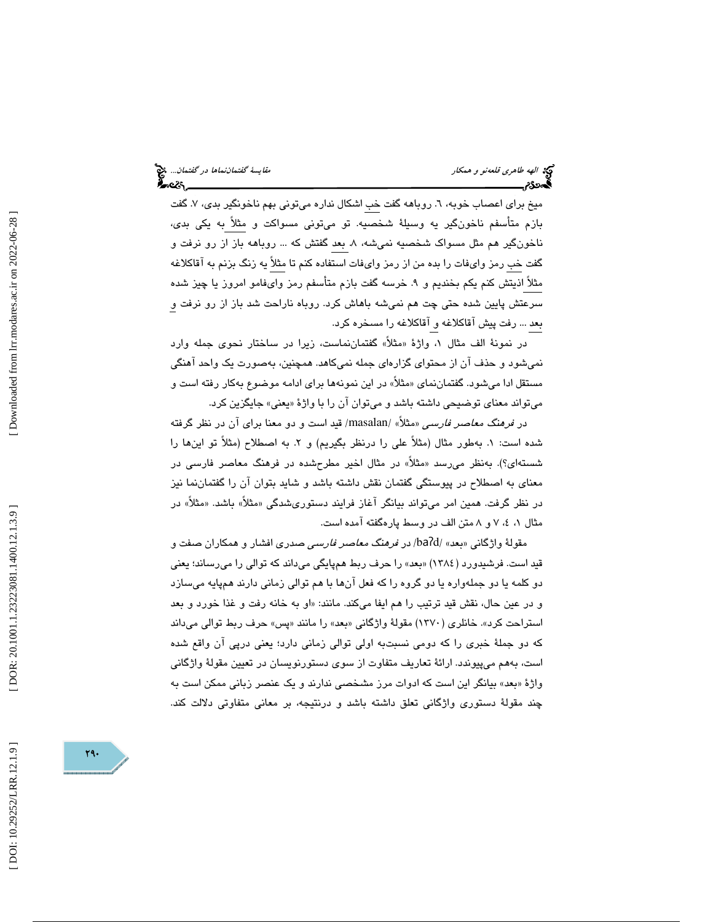میخ برای اعصاب خوبه، ۶. روباهه گفت خب اشکال نداره می‌تونی بهم ناخونگیر بدی، ۷. گفت بازم متأسفم ناخونگیر یه وسیلهٔ شخصیه. تو می‌تونی مسواکت و مثلاً به یکی بدی، ناخونگیر هم مثل مسواک شخصیه نمی‌شه، ۸. بعد گفتش که ... روباهه باز از رو نرفت و گفت خب رمز وای‌فات را بده من از رمز وای‌فات استفاده کنم تا مثلاً یه زنگ بزنم به آقاکلاغه مثلاً اذیتش کنم یکم بخندیم و ۹. خرسه گفت بازم متأسفم رمز وای‌فامو امروز یا چیز شده سرعتش پایین شده حتی چت هم نمی‌شه باهاش کرد. روباه ناراحت شد باز از رو نرفت و بعد ... رفت پیش آقاکلاغه و آقاکلاغه را مسخره کرد.

در نمونهٔ الف مثال ۱، واژهٔ «مثلاً» گفتمان‌نماست، زیرا در ساختار نحوی جمله وارد نمی‌شود و حذف آن از محتوای گزاره‌ای جمله نمی‌کاهد. همچنین، به‌صورت یک واحد آهنگی مستقل ادا می‌شود. گفتمان‌نمای «مثلاً» در این نمونه‌ها برای ادامه موضوع به‌کار رفته است و می‌تواند معنای توضیحی داشته باشد و می‌توان آن را با واژهٔ «یعنی» جایگزین کرد.

در *فرهنگ معاصر فارسی* «مثلاً» /masalan/ قید است و دو معنا برای آن در نظر گرفته شده است: ۱. به‌طور مثال (مثلاً علی را درنظر بگیریم) و ۲. به اصطلاح (مثلاً تو این‌ها را شسته‌ای؟). به‌نظر می‌رسد «مثلاً» در مثال اخیر مطرح‌شده در فرهنگ معاصر فارسی در معنای به اصطلاح در پیوستگی گفتمان نقش داشته باشد و شاید بتوان آن را گفتمان‌نما نیز در نظر گرفت. همین امر می‌تواند بیانگر آغاز فرایند دستوری‌شدگی «مثلاً» باشد. «مثلاً» در مثال ۱، ۴، ۷ و ۸ متن الف در وسط پاره‌گفته آمده است.

مقولهٔ واژگانی «بعد» /baʔd/ در *فرهنگ معاصر فارسی* صدری افشار و همکاران صفت و قید است. فرشیدورد (۱۳۸۴) «بعد» را حرف ربط هم‌پایگی می‌داند که توالی را می‌رساند؛ یعنی دو کلمه یا دو جمله‌واره یا دو گروه را که فعل آن‌ها با هم توالی زمانی دارند هم‌پایه می‌سازد و در عین حال، نقش قید ترتیب را هم ایفا می‌کند. مانند: «او به خانه رفت و غذا خورد و بعد استراحت کرد». خانلری (۱۳۷۰) مقولهٔ واژگانی «بعد» را مانند «پس» حرف ربط توالی می‌داند که دو جملهٔ خبری را که دومی نسبت‌به اولی توالی زمانی دارد؛ یعنی درپی آن واقع شده است، به‌هم می‌پیوندد. ارائهٔ تعاریف متفاوت از سوی دستورنویسان در تعیین مقولهٔ واژگانی واژهٔ «بعد» بیانگر این است که ادوات مرز مشخصی ندارند و یک عنصر زبانی ممکن است به چند مقولهٔ دستوری واژگانی تعلق داشته باشد و درنتیجه، بر معانی متفاوتی دلالت کند.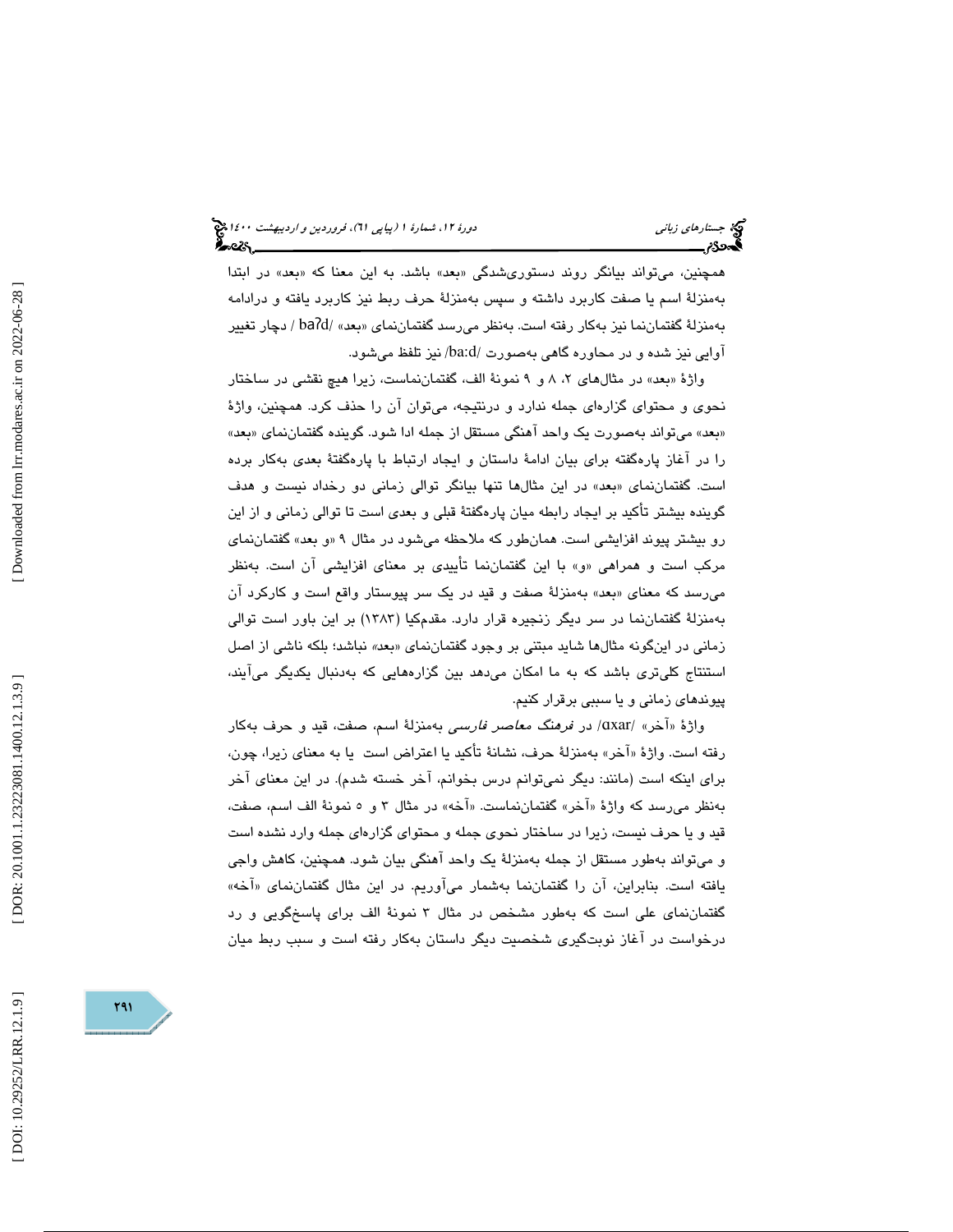همچنین، می‌تواند بیانگر روند دستوری‌شدگی «بعد» باشد. به این معنا که «بعد» در ابتدا به‌منزلۀ اسم یا صفت کاربرد داشته و سپس به‌منزلۀ حرف ربط نیز کاربرد یافته و درادامه به‌منزلۀ گفتمان‌نما نیز به‌کار رفته است. به‌نظر می‌رسد گفتمان‌نمای «بعد» /baʔd/ دچار تغییر آوایی نیز شده و در محاوره گاهی به‌صورت /ba:d/ نیز تلفظ می‌شود.

واژۀ «بعد» در مثال‌های ۲، ۸ و ۹ نمونۀ الف، گفتمان‌نماست، زیرا هیچ نقشی در ساختار نحوی و محتوای گزاره‌ای جمله ندارد و درنتیجه، می‌توان آن را حذف کرد. همچنین، واژۀ «بعد» می‌تواند به‌صورت یک واحد آهنگی مستقل از جمله ادا شود. گوینده گفتمان‌نمای «بعد» را در آغاز پاره‌گفته برای بیان ادامۀ داستان و ایجاد ارتباط با پاره‌گفتۀ بعدی به‌کار برده است. گفتمان‌نمای «بعد» در این مثال‌ها تنها بیانگر توالی زمانی دو رخداد نیست و هدف گوینده بیشتر تأکید بر ایجاد رابطه میان پاره‌گفتۀ قبلی و بعدی است تا توالی زمانی و از این رو بیشتر پیوند افزایشی است. همان‌طور که ملاحظه می‌شود در مثال ۹ «و بعد» گفتمان‌نمای مرکب است و همراهی «و» با این گفتمان‌نما تأییدی بر معنای افزایشی آن است. به‌نظر می‌رسد که معنای «بعد» به‌منزلۀ صفت و قید در یک سر پیوستار واقع است و کارکرد آن به‌منزلۀ گفتمان‌نما در سر دیگر زنجیره قرار دارد. مقدم‌کیا (۱۳۸۳) بر این باور است توالی زمانی در این‌گونه مثال‌ها شاید مبتنی بر وجود گفتمان‌نمای «بعد» نباشد؛ بلکه ناشی از اصل استنتاج کلی‌تری باشد که به ما امکان می‌دهد بین گزاره‌هایی که به‌دنبال یکدیگر می‌آیند، پیوندهای زمانی و یا سببی برقرار کنیم.

واژۀ «آخر» /ɑxar/ در *فرهنگ معاصر فارسی* به‌منزلۀ اسم، صفت، قید و حرف به‌کار رفته است. واژۀ «آخر» به‌منزلۀ حرف، نشانۀ تأکید یا اعتراض است یا به معنای زیرا، چون، برای اینکه است (مانند: دیگر نمی‌توانم درس بخوانم، آخر خسته شدم). در این معنای آخر به‌نظر می‌رسد که واژۀ «آخر» گفتمان‌نماست. «آخه» در مثال ۳ و ۵ نمونۀ الف اسم، صفت، قید و یا حرف نیست، زیرا در ساختار نحوی جمله و محتوای گزاره‌ای جمله وارد نشده است و می‌تواند به‌طور مستقل از جمله به‌منزلۀ یک واحد آهنگی بیان شود. همچنین، کاهش واجی یافته است. بنابراین، آن را گفتمان‌نما به‌شمار می‌آوریم. در این مثال گفتمان‌نمای «آخه» گفتمان‌نمای علی است که به‌طور مشخص در مثال ۳ نمونۀ الف برای پاسخ‌گویی و رد درخواست در آغاز نوبت‌گیری شخصیت دیگر داستان به‌کار رفته است و سبب ربط میان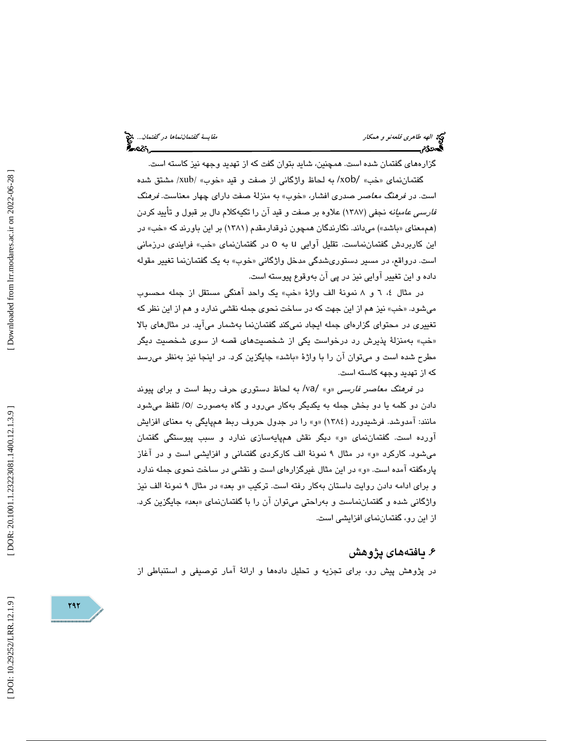گزاره‌های گفتمان شده است. همچنین، شاید بتوان گفت که از تهدید وجهه نیز کاسته است.

گفتمان‌نمای «خب» /xob/ به لحاظ واژگانی از صفت و قید «خوب» /xub/ مشتق شده است. در *فرهنگ معاصر* صدری افشار، «خوب» به منزلهٔ صفت دارای چهار معناست. *فرهنگ فارسی عامیانه* نجفی (۱۳۸۷) علاوه بر صفت و قید آن را تکیه‌کلام دال بر قبول و تأیید کردن (هم‌معنای «باشد») می‌داند. نگارندگان همچون ذوقدارمقدم (۱۳۸۱) بر این باورند که «خب» در این کاربردش گفتمان‌نماست. تقلیل آوایی u به o در گفتمان‌نمای «خب» فرایندی درزمانی است. درواقع، در مسیر دستوری‌شدگی مدخل واژگانی «خوب» به یک گفتمان‌نما تغییر مقوله داده و این تغییر آوایی نیز در پی آن به‌وقوع پیوسته است.

در مثال ٤، ٦ و ٨ نمونهٔ الف واژهٔ «خب» یک واحد آهنگی مستقل از جمله محسوب می‌شود. «خب» نیز هم از این جهت که در ساخت نحوی جمله نقشی ندارد و هم از این نظر که تغییری در محتوای گزاره‌ای جمله ایجاد نمی‌کند گفتمان‌نما به‌شمار می‌آید. در مثال‌های بالا «خب» به‌منزلهٔ پذیرش رد درخواست یکی از شخصیت‌های قصه از سوی شخصیت دیگر مطرح شده است و می‌توان آن را با واژهٔ «باشد» جایگزین کرد. در اینجا نیز به‌نظر می‌رسد که از تهدید وجهه کاسته است.

در *فرهنگ معاصر فارسی* «و» /va/ به لحاظ دستوری حرف ربط است و برای پیوند دادن دو کلمه یا دو بخش جمله به یکدیگر به‌کار می‌رود و گاه به‌صورت /o/ تلفظ می‌شود مانند: آمدوشد. فرشیدورد (١٣٨٤) «و» را در جدول حروف ربط هم‌پایگی به معنای افزایش آورده است. گفتمان‌نمای «و» دیگر نقش هم‌پایه‌سازی ندارد و سبب پیوستگی گفتمان می‌شود. کارکرد «و» در مثال ۹ نمونهٔ الف کارکردی گفتمانی و افزایشی است و در آغاز پاره‌گفته آمده است. «و» در این مثال غیرگزاره‌ای است و نقشی در ساخت نحوی جمله ندارد و برای ادامه دادن روایت داستان به‌کار رفته است. ترکیب «و بعد» در مثال ۹ نمونهٔ الف نیز واژگانی شده و گفتمان‌نماست و به‌راحتی می‌توان آن را با گفتمان‌نمای «بعد» جایگزین کرد. از این رو، گفتمان‌نمای افزایشی است.

## ۶. یافته‌های پژوهش

در پژوهش پیش رو، برای تجزیه و تحلیل داده‌ها و ارائهٔ آمار توصیفی و استنباطی از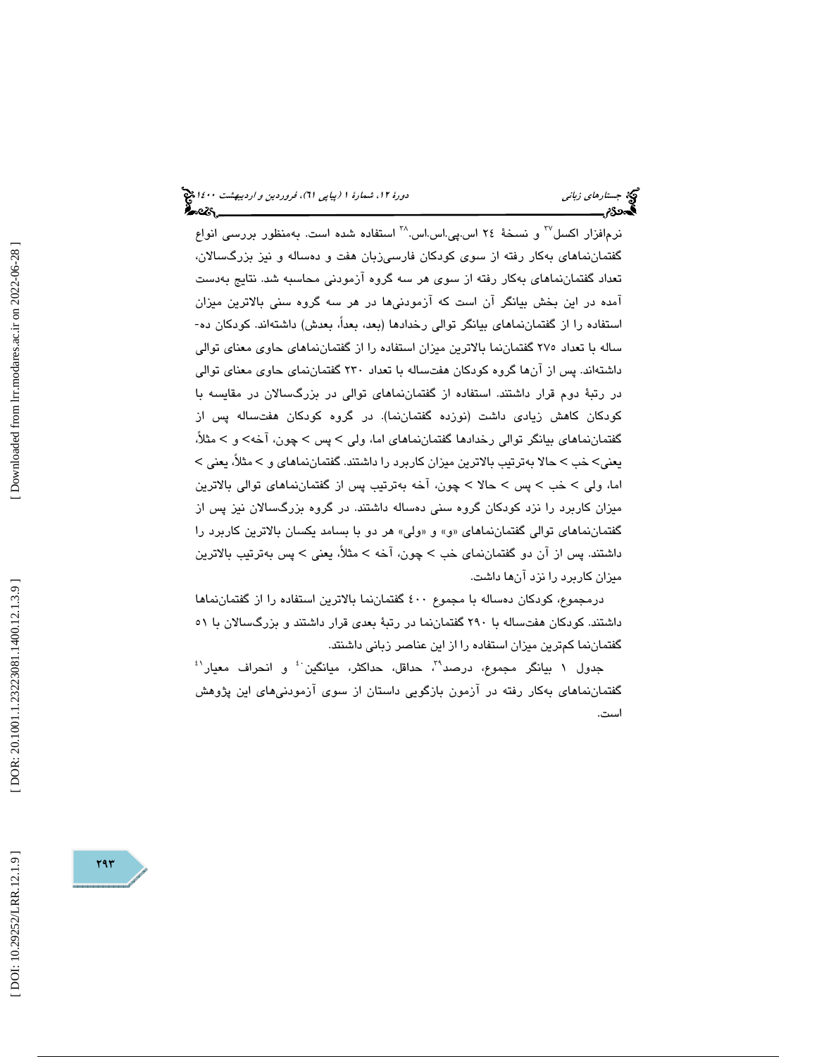نرم‌افزار اکسل[37] و نسخهٔ ۲٤ اس.پی.اس.اس.[38] استفاده شده است. به‌منظور بررسی انواع گفتمان‌نماهای به‌کار رفته از سوی کودکان فارسی‌زبان هفت و ده‌ساله و نیز بزرگسالان، تعداد گفتمان‌نماهای به‌کار رفته از سوی هر سه گروه آزمودنی محاسبه شد. نتایج به‌دست آمده در این بخش بیانگر آن است که آزمودنی‌ها در هر سه گروه سنی بالاترین میزان استفاده را از گفتمان‌نماهای بیانگر توالی رخدادها (بعد، بعداً، بعدش) داشته‌اند. کودکان ده‌ساله با تعداد ۲۷۵ گفتمان‌نما بالاترین میزان استفاده را از گفتمان‌نماهای حاوی معنای توالی داشته‌اند. پس از آن‌ها گروه کودکان هفت‌ساله با تعداد ۲۳۰ گفتمان‌نمای حاوی معنای توالی در رتبهٔ دوم قرار داشتند. استفاده از گفتمان‌نماهای توالی در بزرگسالان در مقایسه با کودکان کاهش زیادی داشت (نوزده گفتمان‌نما). در گروه کودکان هفت‌ساله پس از گفتمان‌نماهای بیانگر توالی رخدادها گفتمان‌نماهای اما، ولی > پس > چون، آخه> و > مثلاً، یعنی> خب > حالا به‌ترتیب بالاترین میزان کاربرد را داشتند. گفتمان‌نماهای و > مثلاً، یعنی > اما، ولی > خب > پس > حالا > چون، آخه به‌ترتیب پس از گفتمان‌نماهای توالی بالاترین میزان کاربرد را نزد کودکان گروه سنی ده‌ساله داشتند. در گروه بزرگسالان نیز پس از گفتمان‌نماهای توالی گفتمان‌نماهای «و» و «ولی» هر دو با بسامد یکسان بالاترین کاربرد را داشتند. پس از آن دو گفتمان‌نمای خب > چون، آخه > مثلاً، یعنی > پس به‌ترتیب بالاترین میزان کاربرد را نزد آن‌ها داشت.

درمجموع، کودکان ده‌ساله با مجموع ٤٠٠ گفتمان‌نما بالاترین استفاده را از گفتمان‌نماها داشتند. کودکان هفت‌ساله با ۲۹۰ گفتمان‌نما در رتبهٔ بعدی قرار داشتند و بزرگسالان با ٥١ گفتمان‌نما کم‌ترین میزان استفاده را از این عناصر زبانی داشتند.

جدول ۱ بیانگر مجموع، درصد[39]، حداقل، حداکثر، میانگین[40] و انحراف معیار[41] گفتمان‌نماهای به‌کار رفته در آزمون بازگویی داستان از سوی آزمودنی‌های این پژوهش است.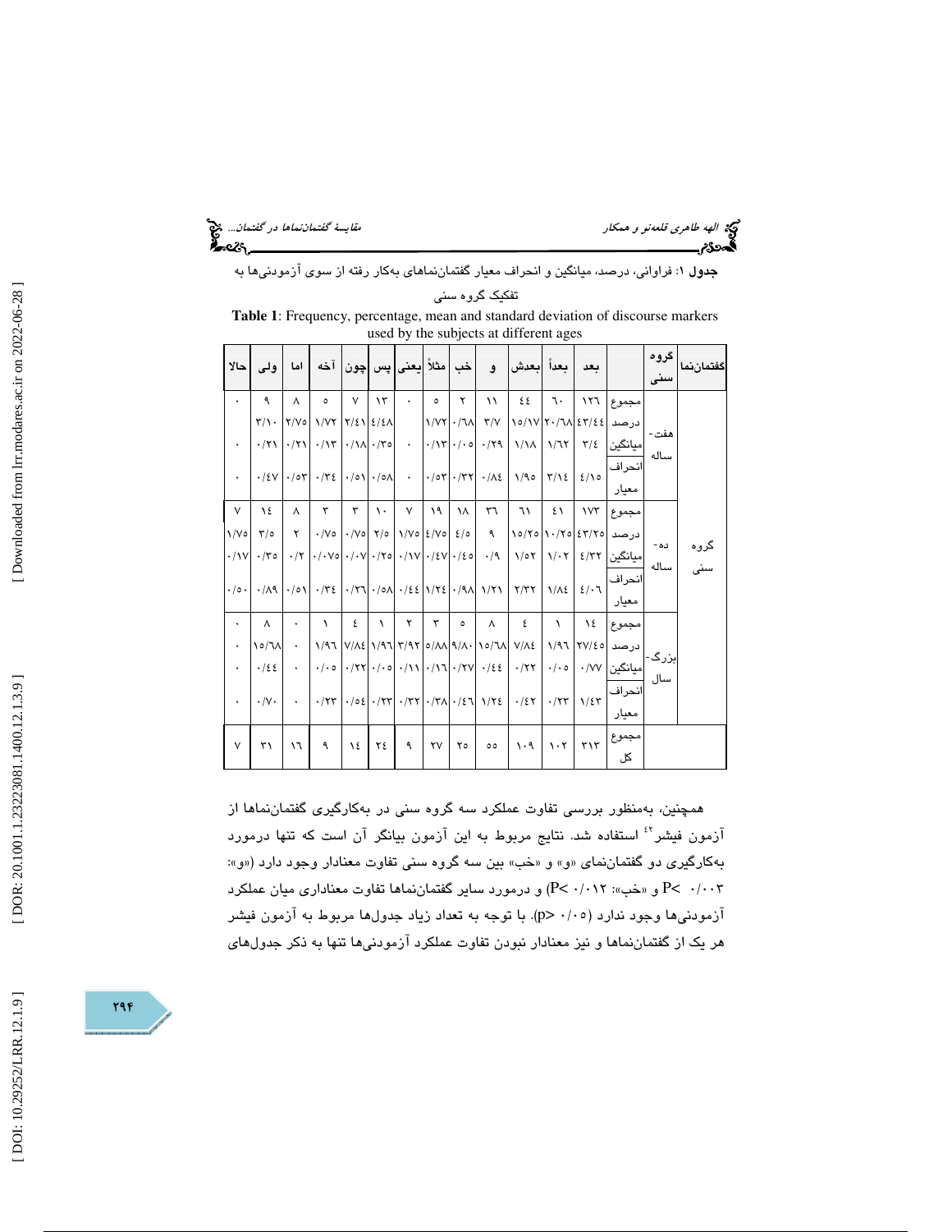**جدول ۱**: فراوانی، درصد، میانگین و انحراف معیار گفتمان‌نماهای به‌کار رفته از سوی آزمودنی‌ها به تفکیک گروه سنی

**Table 1**: Frequency, percentage, mean and standard deviation of discourse markers used by the subjects at different ages

| گفتمان‌نما | گروه سنی | | بعد | بعداً | بعدش | و | خب | مثلاً | یعنی | پس | چون | آخه | اما | ولی | حالا |
|---|---|---|---|---|---|---|---|---|---|---|---|---|---|---|---|
| گروه سنی | هفت‌ساله | مجموع | ۱۲۶ | ۶۰ | ۴۴ | ۱۱ | ۲ | ۵ | ۰ | ۱۳ | ۷ | ۵ | ۸ | ۹ | ۰ |
| | | درصد | ۴۳/۴۴ | ۲۰/۶۸ | ۱۵/۱۷ | ۳/۷ | ۰/۶۸ | ۱/۷۲ | | ۴/۴۸ | ۲/۴۱ | ۱/۷۲ | ۲/۷۵ | ۳/۱۰ | |
| | | میانگین | ۳/۴ | ۱/۶۲ | ۱/۱۸ | ۰/۲۹ | ۰/۰۵ | ۰/۱۳ | ۰ | ۰/۳۵ | ۰/۱۸ | ۰/۱۳ | ۰/۲۱ | ۰/۲۱ | ۰ |
| | | انحراف معیار | ۴/۱۵ | ۳/۱۴ | ۱/۹۵ | ۰/۸۴ | ۰/۳۲ | ۰/۵۳ | ۰ | ۰/۵۸ | ۰/۵۱ | ۰/۳۴ | ۰/۵۳ | ۰/۴۷ | ۰ |
| | ده‌ساله | مجموع | ۱۷۳ | ۴۱ | ۶۱ | ۳۶ | ۱۸ | ۱۹ | ۷ | ۱۰ | ۳ | ۳ | ۸ | ۱۴ | ۷ |
| | | درصد | ۴۳/۲۵ | ۱۰/۲۵ | ۱۵/۲۵ | ۹ | ۴/۵ | ۴/۷۵ | ۱/۷۵ | ۲/۵ | ۰/۷۵ | ۰/۷۵ | ۲ | ۳/۵ | ۱/۷۵ |
| | | میانگین | ۴/۳۲ | ۱/۰۲ | ۱/۵۲ | ۰/۹ | ۰/۴۵ | ۰/۴۷ | ۰/۱۷ | ۰/۲۵ | ۰/۰۷ | ۰/۰۷۵ | ۰/۲ | ۰/۳۵ | ۰/۱۷ |
| | | انحراف معیار | ۴/۰۶ | ۱/۸۴ | ۲/۳۲ | ۱/۲۱ | ۰/۹۸ | ۱/۲۴ | ۰/۴۴ | ۰/۵۸ | ۰/۲۶ | ۰/۳۴ | ۰/۵۱ | ۰/۸۹ | ۰/۵۰ |
| | بزرگ‌سال | مجموع | ۱۴ | ۱ | ۴ | ۸ | ۵ | ۳ | ۲ | ۱ | ۴ | ۱ | ۰ | ۸ | ۰ |
| | | درصد | ۲۷/۴۵ | ۱/۹۶ | ۷/۸۴ | ۱۵/۶۸ | ۹/۸۰ | ۵/۸۸ | ۳/۹۲ | ۱/۹۶ | ۷/۸۴ | ۱/۹۶ | ۰ | ۱۵/۶۸ | ۰ |
| | | میانگین | ۰/۷۷ | ۰/۰۵ | ۰/۲۲ | ۰/۴۴ | ۰/۲۷ | ۰/۱۶ | ۰/۱۱ | ۰/۰۵ | ۰/۲۲ | ۰/۰۵ | ۰ | ۰/۴۴ | ۰ |
| | | انحراف معیار | ۱/۴۳ | ۰/۲۳ | ۰/۴۲ | ۱/۲۴ | ۰/۴۶ | ۰/۳۸ | ۰/۳۲ | ۰/۲۳ | ۰/۵۴ | ۰/۲۳ | ۰ | ۰/۷۰ | ۰ |
| | | مجموع کل | ۳۱۳ | ۱۰۲ | ۱۰۹ | ۵۵ | ۲۵ | ۲۷ | ۹ | ۲۴ | ۱۴ | ۹ | ۱۶ | ۳۱ | ۷ |

همچنین، به‌منظور بررسی تفاوت عملکرد سه گروه سنی در به‌کارگیری گفتمان‌نماها از آزمون فیشر[۴۲] استفاده شد. نتایج مربوط به این آزمون بیانگر آن است که تنها درمورد به‌کارگیری دو گفتمان‌نمای «و» و «خب» بین سه گروه سنی تفاوت معنادار وجود دارد («و»: ۰/۰۰۳ >P و «خب»: P< ۰/۰۱۲) و درمورد سایر گفتمان‌نماها تفاوت معناداری میان عملکرد آزمودنی‌ها وجود ندارد (p> ۰/۰۵). با توجه به تعداد زیاد جدول‌ها مربوط به آزمون فیشر هر یک از گفتمان‌نماها و نیز معنادار نبودن تفاوت عملکرد آزمودنی‌ها تنها به ذکر جدول‌های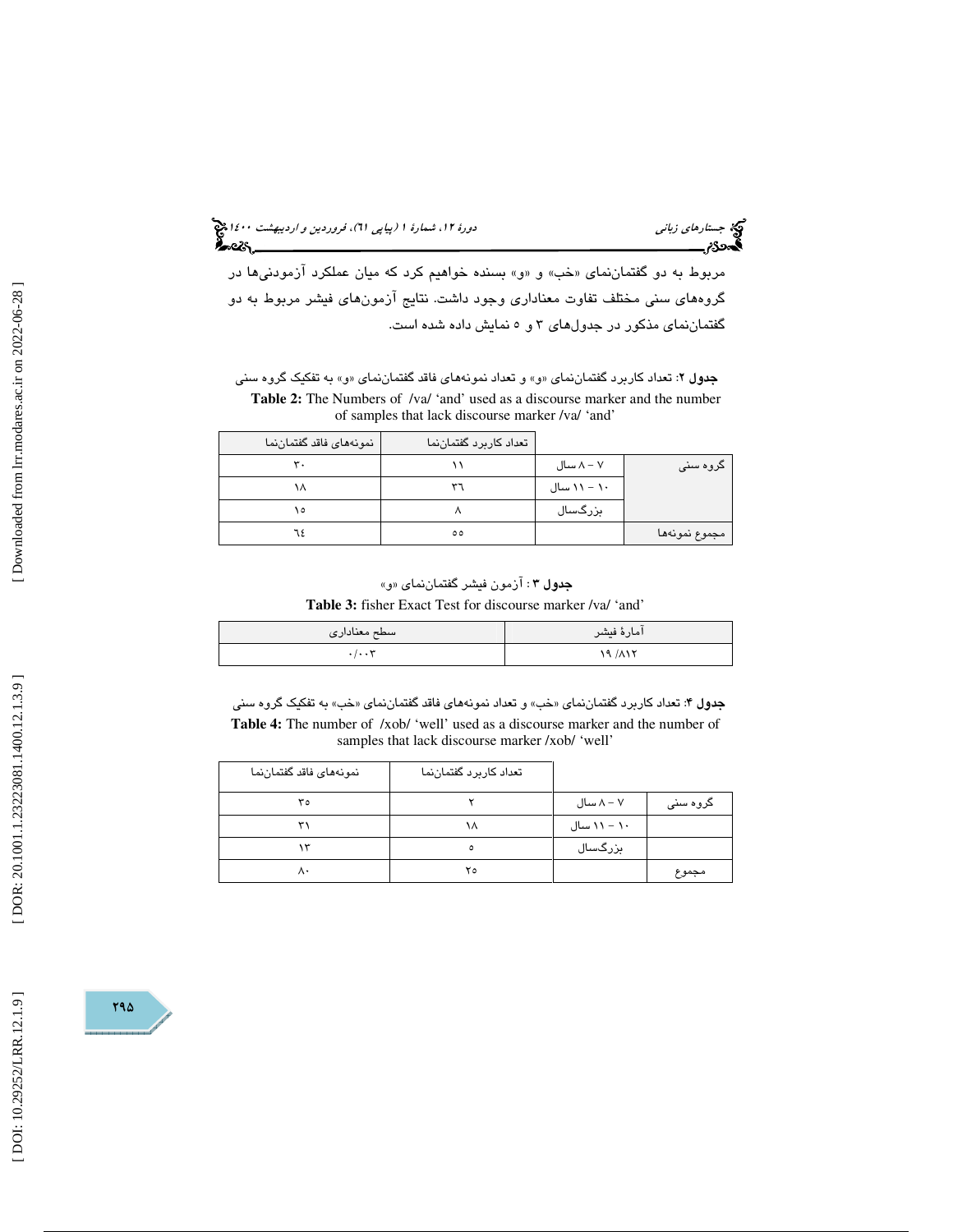مربوط به دو گفتمان‌نمای «خب» و «و» بسنده خواهیم کرد که میان عملکرد آزمودنی‌ها در گروه‌های سنی مختلف تفاوت معناداری وجود داشت. نتایج آزمون‌های فیشر مربوط به دو گفتمان‌نمای مذکور در جدول‌های ۳ و ۵ نمایش داده شده است.

**جدول ۲**: تعداد کاربرد گفتمان‌نمای «و» و تعداد نمونه‌های فاقد گفتمان‌نمای «و» به تفکیک گروه سنی

**Table 2:** The Numbers of /va/ 'and' used as a discourse marker and the number of samples that lack discourse marker /va/ 'and'

| | | تعداد کاربرد گفتمان‌نما | نمونه‌های فاقد گفتمان‌نما |
|---|---|---|---|
| گروه سنی | ۷ – ۸ سال | ۱۱ | ۳۰ |
| | ۱۰ – ۱۱ سال | ۳٦ | ۱۸ |
| | بزرگسال | ۸ | ۱۵ |
| مجموع نمونه‌ها | | ٥٥ | ٦٤ |

**جدول ۳** : آزمون فیشر گفتمان‌نمای «و»

**Table 3:** fisher Exact Test for discourse marker /va/ 'and'

| آمارهٔ فیشر | سطح معناداری |
|---|---|
| ۱۹/۸۱۲ | ۰/۰۰۳ |

**جدول ۴**: تعداد کاربرد گفتمان‌نمای «خب» و تعداد نمونه‌های فاقد گفتمان‌نمای «خب» به تفکیک گروه سنی

**Table 4:** The number of /xob/ 'well' used as a discourse marker and the number of samples that lack discourse marker /xob/ 'well'

| | | تعداد کاربرد گفتمان‌نما | نمونه‌های فاقد گفتمان‌نما |
|---|---|---|---|
| گروه سنی | ۷ – ۸ سال | ۲ | ۳٥ |
| | ۱۰ – ۱۱ سال | ۱۸ | ۳۱ |
| | بزرگسال | ٥ | ۱۳ |
| مجموع | | ۲٥ | ۸۰ |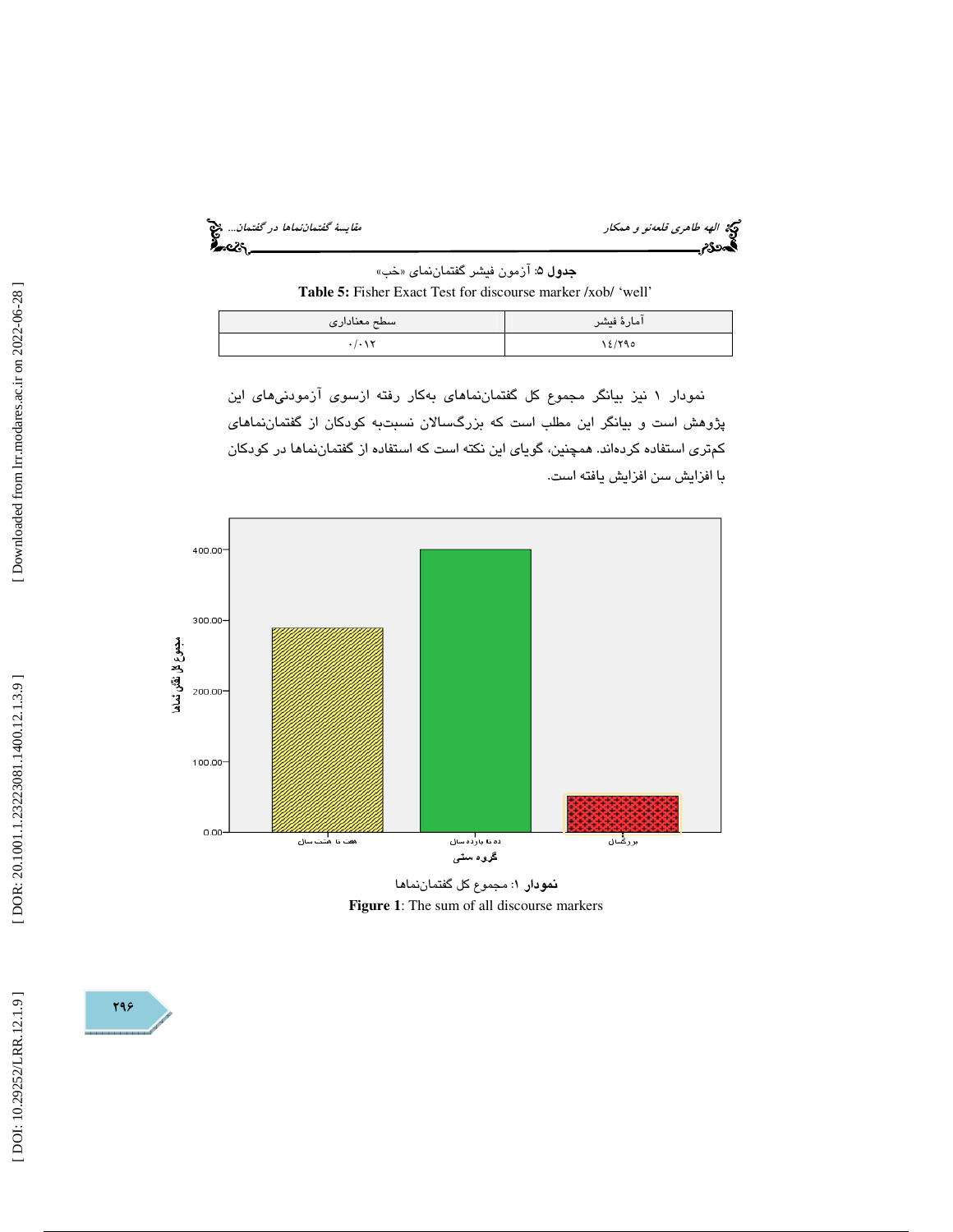**جدول ۵:** آزمون فیشر گفتمان‌نمای «خب»

**Table 5:** Fisher Exact Test for discourse marker /xob/ 'well'

| آمارهٔ فیشر | سطح معناداری |
|---|---|
| ۱٤/۲۹٥ | ۰/۰۱۲ |

نمودار ۱ نیز بیانگر مجموع کل گفتمان‌نماهای به‌کار رفته ازسوی آزمودنی‌های این پژوهش است و بیانگر این مطلب است که بزرگسالان نسبت‌به کودکان از گفتمان‌نماهای کم‌تری استفاده کرده‌اند. همچنین، گویای این نکته است که استفاده از گفتمان‌نماها در کودکان با افزایش سن افزایش یافته است.

**نمودار ۱:** مجموع کل گفتمان‌نماها

**Figure 1**: The sum of all discourse markers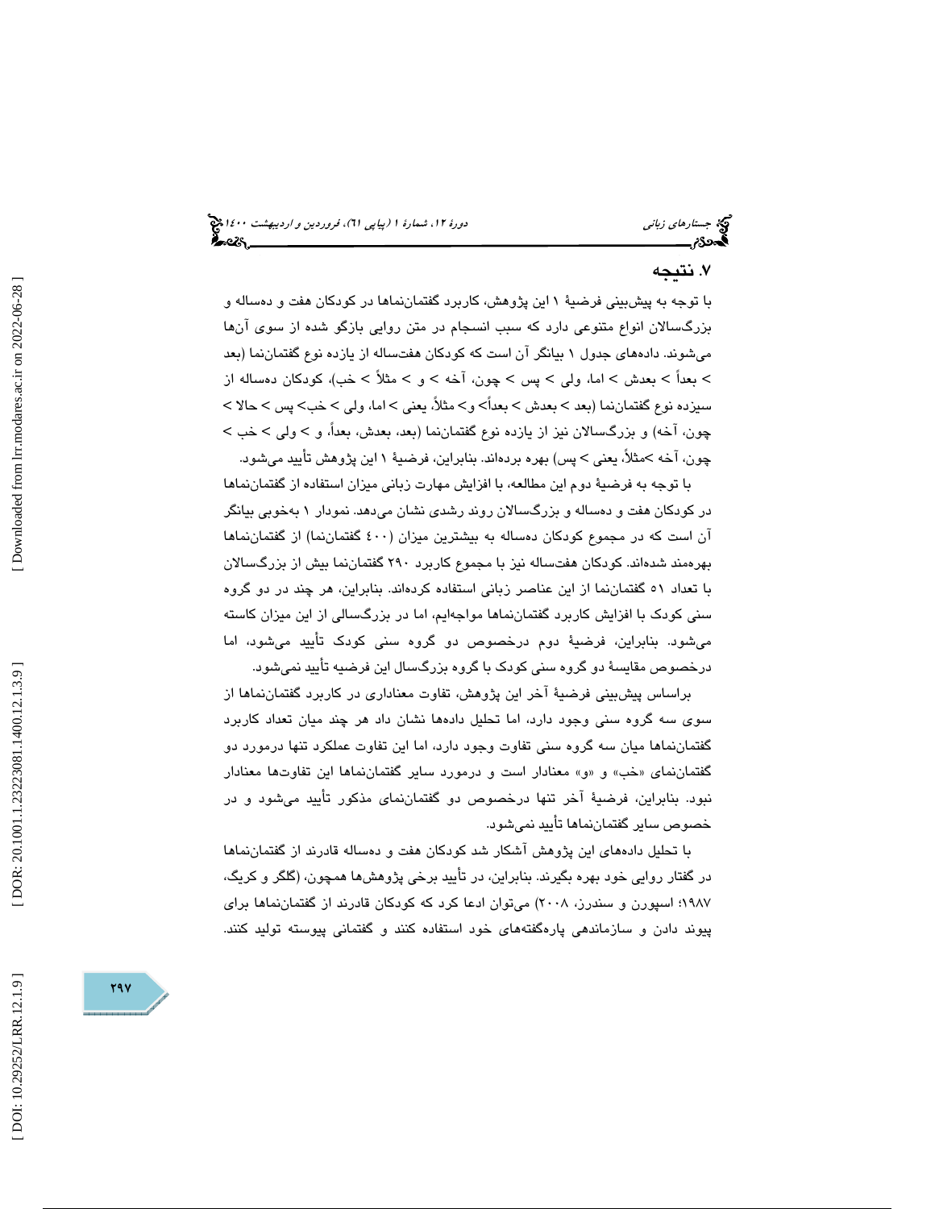## ۷. نتیجه

با توجه به پیش‌بینی فرضیهٔ ۱ این پژوهش، کاربرد گفتمان‌نماها در کودکان هفت و ده‌ساله و بزرگسالان انواع متنوعی دارد که سبب انسجام در متن روایی بازگو شده از سوی آن‌ها می‌شوند. داده‌های جدول ۱ بیانگر آن است که کودکان هفت‌ساله از یازده نوع گفتمان‌نما (بعد > بعداً > بعدش > اما، ولی > پس > چون، آخه > و > مثلاً > خب)، کودکان ده‌ساله از سیزده نوع گفتمان‌نما (بعد > بعدش > بعداً> و> مثلاً، یعنی > اما، ولی > خب> پس > حالا > چون، آخه) و بزرگسالان نیز از یازده نوع گفتمان‌نما (بعد، بعدش، بعداً، و > ولی > خب > چون، آخه >مثلاً، یعنی > پس) بهره برده‌اند. بنابراین، فرضیهٔ ۱ این پژوهش تأیید می‌شود.

با توجه به فرضیهٔ دوم این مطالعه، با افزایش مهارت زبانی میزان استفاده از گفتمان‌نماها در کودکان هفت و ده‌ساله و بزرگسالان روند رشدی نشان می‌دهد. نمودار ۱ به‌خوبی بیانگر آن است که در مجموع کودکان ده‌ساله به بیشترین میزان (۴۰۰ گفتمان‌نما) از گفتمان‌نماها بهره‌مند شده‌اند. کودکان هفت‌ساله نیز با مجموع کاربرد ۲۹۰ گفتمان‌نما بیش از بزرگسالان با تعداد ۵۱ گفتمان‌نما از این عناصر زبانی استفاده کرده‌اند. بنابراین، هر چند در دو گروه سنی کودک با افزایش کاربرد گفتمان‌نماها مواجه‌ایم، اما در بزرگسالی از این میزان کاسته می‌شود. بنابراین، فرضیهٔ دوم درخصوص دو گروه سنی کودک تأیید می‌شود، اما درخصوص مقایسهٔ دو گروه سنی کودک با گروه بزرگسال این فرضیه تأیید نمی‌شود.

براساس پیش‌بینی فرضیهٔ آخر این پژوهش، تفاوت معناداری در کاربرد گفتمان‌نماها از سوی سه گروه سنی وجود دارد، اما تحلیل داده‌ها نشان داد هر چند میان تعداد کاربرد گفتمان‌نماها میان سه گروه سنی تفاوت وجود دارد، اما این تفاوت عملکرد تنها درمورد دو گفتمان‌نمای «خب» و «و» معنادار است و درمورد سایر گفتمان‌نماها این تفاوت‌ها معنادار نبود. بنابراین، فرضیهٔ آخر تنها درخصوص دو گفتمان‌نمای مذکور تأیید می‌شود و در خصوص سایر گفتمان‌نماها تأیید نمی‌شود.

با تحلیل داده‌های این پژوهش آشکار شد کودکان هفت و ده‌ساله قادرند از گفتمان‌نماها در گفتار روایی خود بهره بگیرند. بنابراین، در تأیید برخی پژوهش‌ها همچون، (گلگر و کریگ، ۱۹۸۷؛ اسپورن و سندرز، ۲۰۰۸) می‌توان ادعا کرد که کودکان قادرند از گفتمان‌نماها برای پیوند دادن و سازماندهی پاره‌گفته‌های خود استفاده کنند و گفتمانی پیوسته تولید کنند.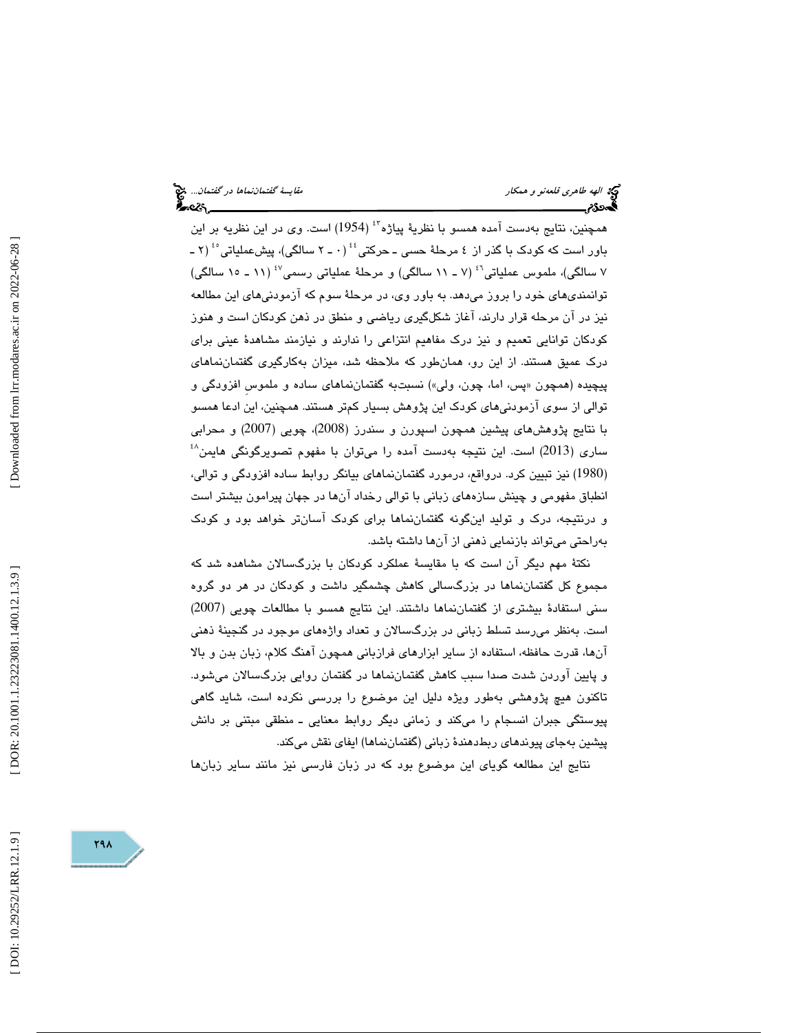همچنین، نتایج به‌دست آمده همسو با نظریهٔ پیاژه[43] (1954) است. وی در این نظریه بر این باور است که کودک با گذر از ٤ مرحلهٔ حسی ـ حرکتی[44] (٠ ـ ٢ سالگی)، پیش‌عملیاتی[45] (٢ ـ ٧ سالگی)، ملموس عملیاتی[46] (٧ ـ ١١ سالگی) و مرحلهٔ عملیاتی رسمی[47] (١١ ـ ١٥ سالگی) توانمندی‌های خود را بروز می‌دهد. به باور وی، در مرحلهٔ سوم که آزمودنی‌های این مطالعه نیز در آن مرحله قرار دارند، آغاز شکل‌گیری ریاضی و منطق در ذهن کودکان است و هنوز کودکان توانایی تعمیم و نیز درک مفاهیم انتزاعی را ندارند و نیازمند مشاهدهٔ عینی برای درک عمیق هستند. از این رو، همان‌طور که ملاحظه شد، میزان به‌کارگیری گفتمان‌نماهای پیچیده (همچون «پس، اما، چون، ولی») نسبت‌به گفتمان‌نماهای ساده و ملموسِ افزودگی و توالی از سوی آزمودنی‌های کودک این پژوهش بسیار کم‌تر هستند. همچنین، این ادعا همسو با نتایج پژوهش‌های پیشین همچون اسپورن و سندرز (2008)، چویی (2007) و محرابی ساری (2013) است. این نتیجه به‌دست آمده را می‌توان با مفهوم تصویرگونگی هایمن[48] (1980) نیز تبیین کرد. درواقع، درمورد گفتمان‌نماهای بیانگر روابط ساده افزودگی و توالی، انطباق مفهومی و چینش سازه‌های زبانی با توالی رخداد آن‌ها در جهان پیرامون بیشتر است و درنتیجه، درک و تولید این‌گونه گفتمان‌نماها برای کودک آسان‌تر خواهد بود و کودک به‌راحتی می‌تواند بازنمایی ذهنی از آن‌ها داشته باشد.

نکتهٔ مهم دیگر آن است که با مقایسهٔ عملکرد کودکان با بزرگسالان مشاهده شد که مجموع کل گفتمان‌نماها در بزرگسالی کاهش چشمگیر داشت و کودکان در هر دو گروه سنی استفادهٔ بیشتری از گفتمان‌نماها داشتند. این نتایج همسو با مطالعات چویی (2007) است. به‌نظر می‌رسد تسلط زبانی در بزرگسالان و تعداد واژه‌های موجود در گنجینهٔ ذهنی آن‌ها، قدرت حافظه، استفاده از سایر ابزارهای فرازبانی همچون آهنگ کلام، زبان بدن و بالا و پایین آوردن شدت صدا سبب کاهش گفتمان‌نماها در گفتمان روایی بزرگسالان می‌شود. تاکنون هیچ پژوهشی به‌طور ویژه دلیل این موضوع را بررسی نکرده است، شاید گاهی پیوستگی جبران انسجام را می‌کند و زمانی دیگر روابط معنایی ـ منطقی مبتنی بر دانش پیشین به‌جای پیوندهای ربط‌دهندهٔ زبانی (گفتمان‌نماها) ایفای نقش می‌کند.

نتایج این مطالعه گویای این موضوع بود که در زبان فارسی نیز مانند سایر زبان‌ها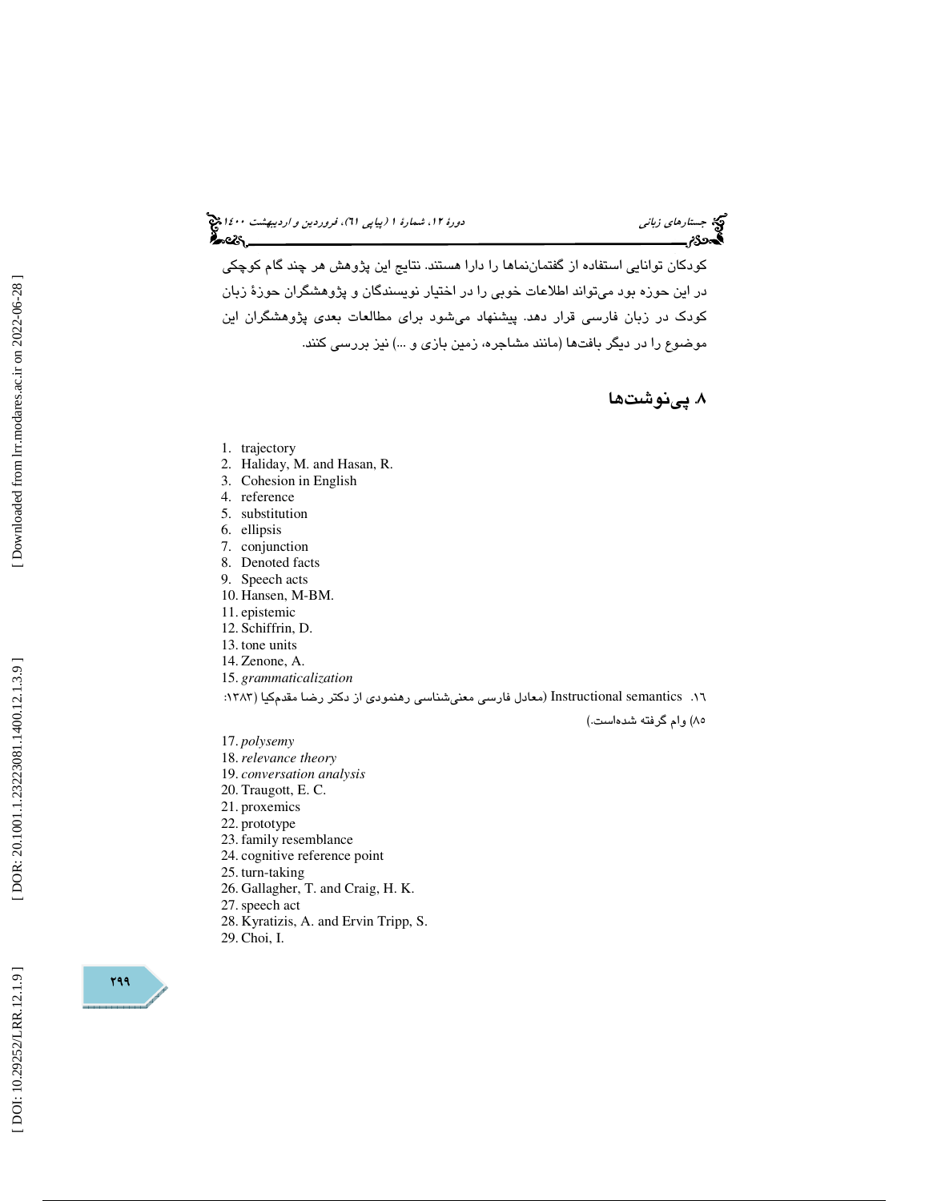کودکان توانایی استفاده از گفتمان‌نماها را دارا هستند. نتایج این پژوهش هر چند گام کوچکی در این حوزه بود می‌تواند اطلاعات خوبی را در اختیار نویسندگان و پژوهشگران حوزهٔ زبان کودک در زبان فارسی قرار دهد. پیشنهاد می‌شود برای مطالعات بعدی پژوهشگران این موضوع را در دیگر بافت‌ها (مانند مشاجره، زمین بازی و ...) نیز بررسی کنند.

## ۸. پی‌نوشت‌ها

1. trajectory
2. Haliday, M. and Hasan, R.
3. Cohesion in English
4. reference
5. substitution
6. ellipsis
7. conjunction
8. Denoted facts
9. Speech acts
10. Hansen, M-BM.
11. epistemic
12. Schiffrin, D.
13. tone units
14. Zenone, A.
15. *grammaticalization*
16. Instructional semantics (معادل فارسی معنی‌شناسی رهنمودی از دکتر رضا مقدم‌کیا (۱۳۸۳: ۸۵) وام گرفته شده‌است.)
17. *polysemy*
18. *relevance theory*
19. *conversation analysis*
20. Traugott, E. C.
21. proxemics
22. prototype
23. family resemblance
24. cognitive reference point
25. turn-taking
26. Gallagher, T. and Craig, H. K.
27. speech act
28. Kyratizis, A. and Ervin Tripp, S.
29. Choi, I.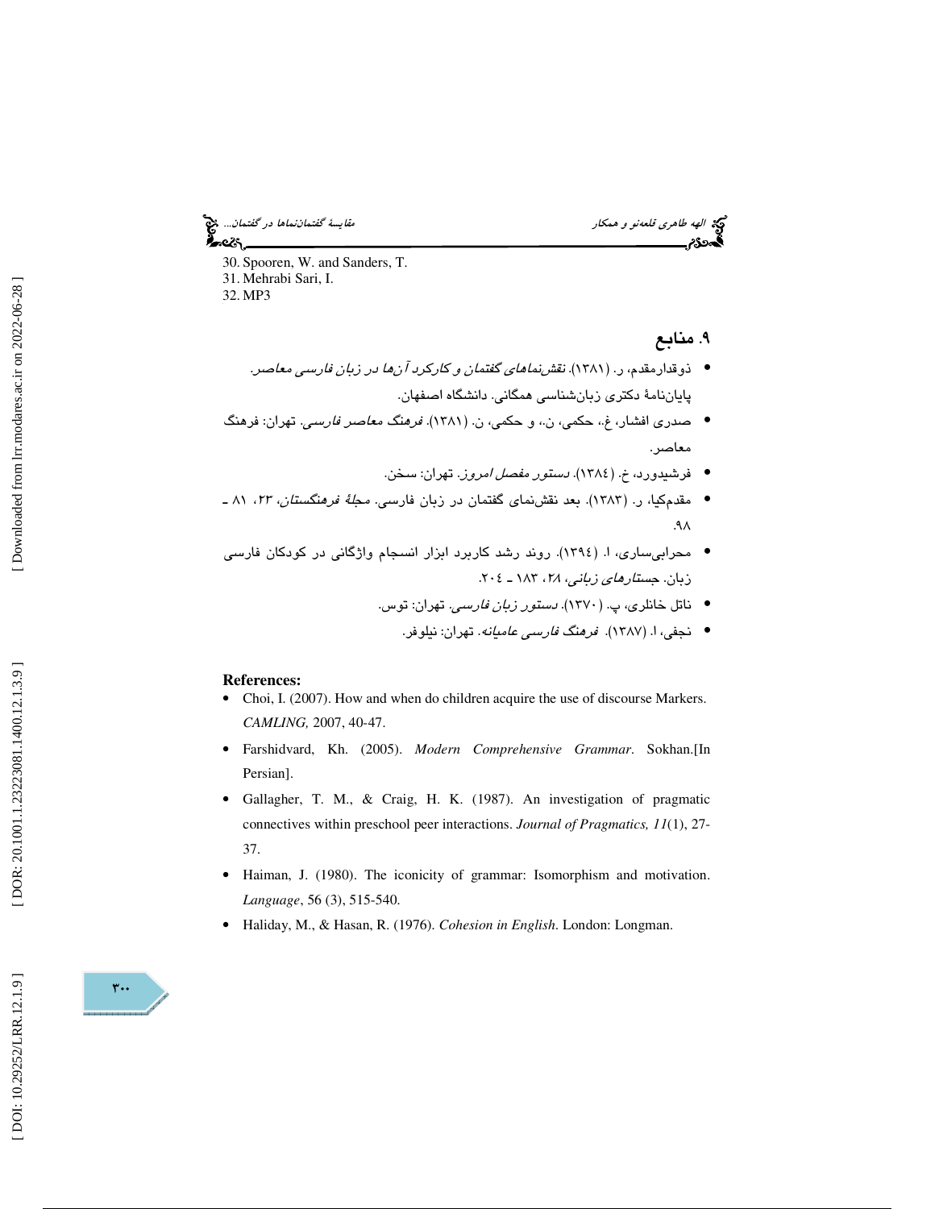30. Spooren, W. and Sanders, T.
31. Mehrabi Sari, I.
32. MP3

## ۹. منابع

- ذوقدارمقدم، ر. (۱۳۸۱). *نقش‌نماهای گفتمان و کارکرد آن‌ها در زبان فارسی معاصر*. پایان‌نامهٔ دکتری زبان‌شناسی همگانی. دانشگاه اصفهان.
- صدری افشار، غ.، حکمی، ن.، و حکمی، ن. (۱۳۸۱). *فرهنگ معاصر فارسی*. تهران: فرهنگ معاصر.
- فرشیدورد، خ. (۱۳۸٤). *دستور مفصل امروز*. تهران: سخن.
- مقدم‌کیا، ر. (۱۳۸۳). بعد نقش‌نمای گفتمان در زبان فارسی. *مجلهٔ فرهنگستان*، ۲۳، ۸۱ ـ ۹۸.
- محرابی‌ساری، ا. (۱۳۹٤). روند رشد کاربرد ابزار انسجام واژگانی در کودکان فارسی زبان. *جستارهای زبانی*، ۲۸، ۱۸۳ ـ ۲۰٤.
- ناتل خانلری، پ. (۱۳۷۰). *دستور زبان فارسی*. تهران: توس.
- نجفی، ا. (۱۳۸۷). *فرهنگ فارسی عامیانه*. تهران: نیلوفر.

**References:**

- Choi, I. (2007). How and when do children acquire the use of discourse Markers. *CAMLING,* 2007, 40-47.
- Farshidvard, Kh. (2005). *Modern Comprehensive Grammar*. Sokhan.[In Persian].
- Gallagher, T. M., & Craig, H. K. (1987). An investigation of pragmatic connectives within preschool peer interactions. *Journal of Pragmatics, 11*(1), 27-37.
- Haiman, J. (1980). The iconicity of grammar: Isomorphism and motivation. *Language*, 56 (3), 515-540.
- Haliday, M., & Hasan, R. (1976). *Cohesion in English*. London: Longman.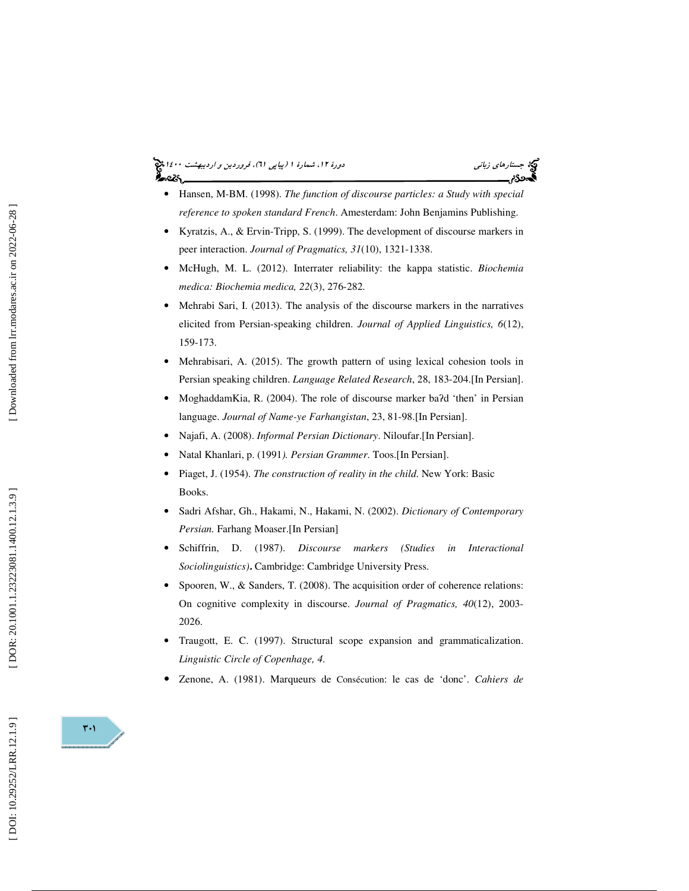- Hansen, M-BM. (1998). *The function of discourse particles: a Study with special reference to spoken standard French*. Amesterdam: John Benjamins Publishing.
- Kyratzis, A., & Ervin-Tripp, S. (1999). The development of discourse markers in peer interaction. *Journal of Pragmatics, 31*(10), 1321-1338.
- McHugh, M. L. (2012). Interrater reliability: the kappa statistic. *Biochemia medica: Biochemia medica, 22*(3), 276-282.
- Mehrabi Sari, I. (2013). The analysis of the discourse markers in the narratives elicited from Persian-speaking children. *Journal of Applied Linguistics, 6*(12), 159-173.
- Mehrabisari, A. (2015). The growth pattern of using lexical cohesion tools in Persian speaking children. *Language Related Research*, 28, 183-204.[In Persian].
- MoghaddamKia, R. (2004). The role of discourse marker baʔd 'then' in Persian language. *Journal of Name-ye Farhangistan*, 23, 81-98.[In Persian].
- Najafi, A. (2008). *Informal Persian Dictionary*. Niloufar.[In Persian].
- Natal Khanlari, p. (1991*). Persian Grammer*. Toos.[In Persian].
- Piaget, J. (1954). *The construction of reality in the child.* New York: Basic Books.
- Sadri Afshar, Gh., Hakami, N., Hakami, N. (2002). *Dictionary of Contemporary Persian.* Farhang Moaser.[In Persian]
- Schiffrin, D. (1987). *Discourse markers (Studies in Interactional Sociolinguistics)***.** Cambridge: Cambridge University Press.
- Spooren, W., & Sanders, T. (2008). The acquisition order of coherence relations: On cognitive complexity in discourse. *Journal of Pragmatics, 40*(12), 2003-2026.
- Traugott, E. C. (1997). Structural scope expansion and grammaticalization. *Linguistic Circle of Copenhage, 4.*
- Zenone, A. (1981). Marqueurs de Consécution: le cas de 'donc'. *Cahiers de*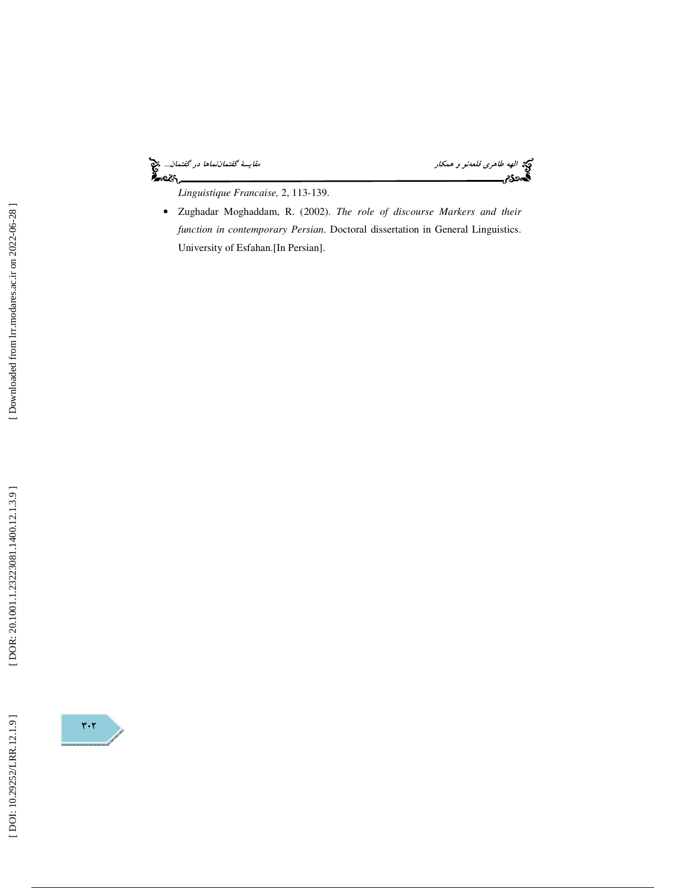*Linguistique Francaise,* 2, 113-139.

- Zughadar Moghaddam, R. (2002). *The role of discourse Markers and their function in contemporary Persian*. Doctoral dissertation in General Linguistics. University of Esfahan.[In Persian].